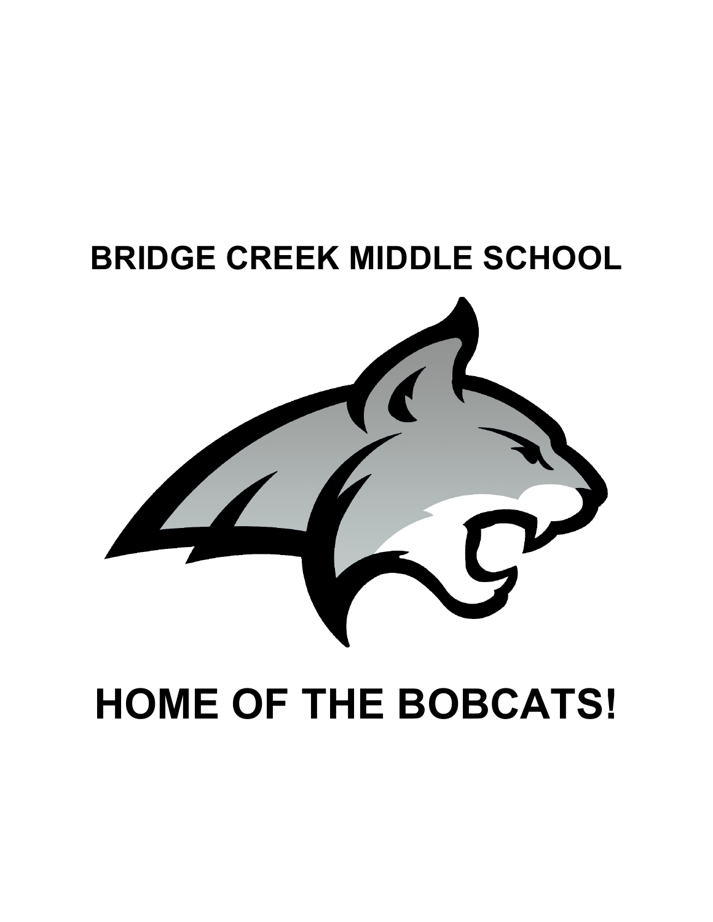# BRIDGE CREEK MIDDLE SCHOOL

# HOME OF THE BOBCATS!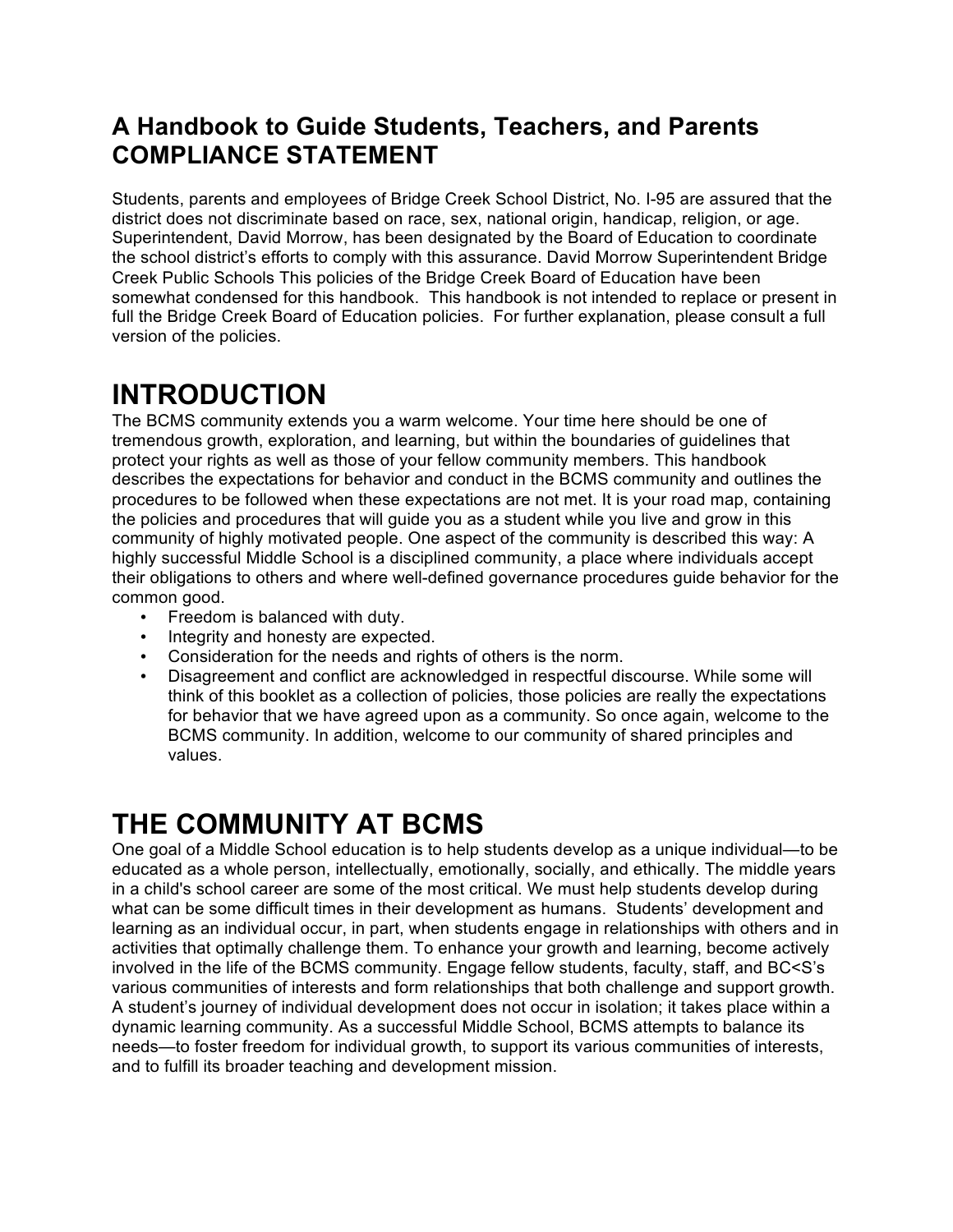## A Handbook to Guide Students, Teachers, and Parents COMPLIANCE STATEMENT

Students, parents and employees of Bridge Creek School District, No. I-95 are assured that the district does not discriminate based on race, sex, national origin, handicap, religion, or age. Superintendent, David Morrow, has been designated by the Board of Education to coordinate the school district's efforts to comply with this assurance. David Morrow Superintendent Bridge Creek Public Schools This policies of the Bridge Creek Board of Education have been somewhat condensed for this handbook. This handbook is not intended to replace or present in full the Bridge Creek Board of Education policies. For further explanation, please consult a full version of the policies.

# INTRODUCTION

The BCMS community extends you a warm welcome. Your time here should be one of tremendous growth, exploration, and learning, but within the boundaries of guidelines that protect your rights as well as those of your fellow community members. This handbook describes the expectations for behavior and conduct in the BCMS community and outlines the procedures to be followed when these expectations are not met. It is your road map, containing the policies and procedures that will guide you as a student while you live and grow in this community of highly motivated people. One aspect of the community is described this way: A highly successful Middle School is a disciplined community, a place where individuals accept their obligations to others and where well-defined governance procedures guide behavior for the common good.

- Freedom is balanced with duty.
- Integrity and honesty are expected.
- Consideration for the needs and rights of others is the norm.
- Disagreement and conflict are acknowledged in respectful discourse. While some will think of this booklet as a collection of policies, those policies are really the expectations for behavior that we have agreed upon as a community. So once again, welcome to the BCMS community. In addition, welcome to our community of shared principles and values.

# THE COMMUNITY AT BCMS

One goal of a Middle School education is to help students develop as a unique individual—to be educated as a whole person, intellectually, emotionally, socially, and ethically. The middle years in a child's school career are some of the most critical. We must help students develop during what can be some difficult times in their development as humans. Students' development and learning as an individual occur, in part, when students engage in relationships with others and in activities that optimally challenge them. To enhance your growth and learning, become actively involved in the life of the BCMS community. Engage fellow students, faculty, staff, and BC<S's various communities of interests and form relationships that both challenge and support growth. A student's journey of individual development does not occur in isolation; it takes place within a dynamic learning community. As a successful Middle School, BCMS attempts to balance its needs—to foster freedom for individual growth, to support its various communities of interests, and to fulfill its broader teaching and development mission.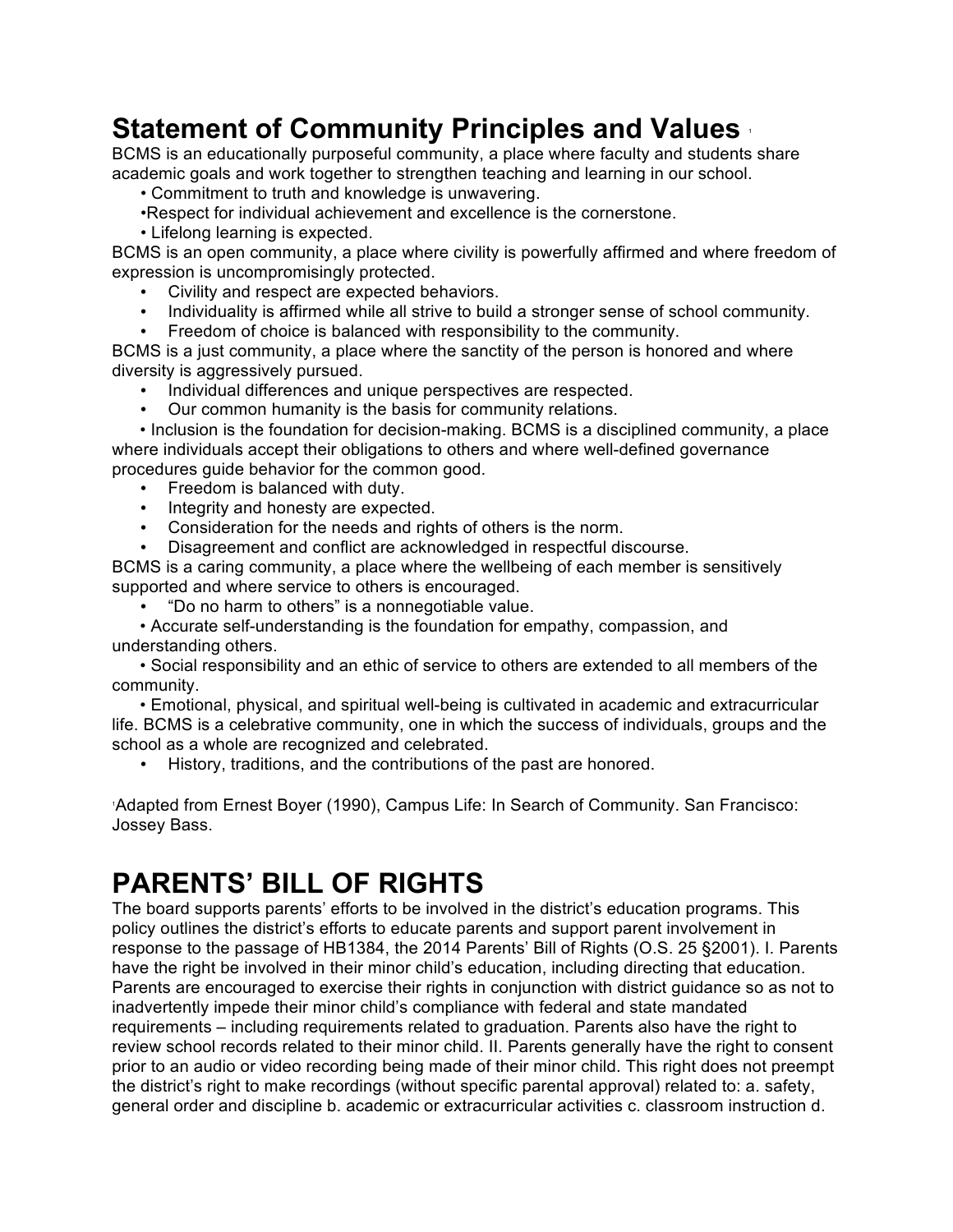# Statement of Community Principles and Values [1]

BCMS is an educationally purposeful community, a place where faculty and students share academic goals and work together to strengthen teaching and learning in our school.

- Commitment to truth and knowledge is unwavering.
- Respect for individual achievement and excellence is the cornerstone.
- Lifelong learning is expected.

BCMS is an open community, a place where civility is powerfully affirmed and where freedom of expression is uncompromisingly protected.

- Civility and respect are expected behaviors.
- Individuality is affirmed while all strive to build a stronger sense of school community.
- Freedom of choice is balanced with responsibility to the community.

BCMS is a just community, a place where the sanctity of the person is honored and where diversity is aggressively pursued.

- Individual differences and unique perspectives are respected.
- Our common humanity is the basis for community relations.
- Inclusion is the foundation for decision-making. BCMS is a disciplined community, a place where individuals accept their obligations to others and where well-defined governance procedures guide behavior for the common good.
- Freedom is balanced with duty.
- Integrity and honesty are expected.
- Consideration for the needs and rights of others is the norm.
- Disagreement and conflict are acknowledged in respectful discourse.

BCMS is a caring community, a place where the wellbeing of each member is sensitively supported and where service to others is encouraged.

- "Do no harm to others" is a nonnegotiable value.
- Accurate self-understanding is the foundation for empathy, compassion, and understanding others.
- Social responsibility and an ethic of service to others are extended to all members of the community.
- Emotional, physical, and spiritual well-being is cultivated in academic and extracurricular life. BCMS is a celebrative community, one in which the success of individuals, groups and the school as a whole are recognized and celebrated.
- History, traditions, and the contributions of the past are honored.

[1] Adapted from Ernest Boyer (1990), Campus Life: In Search of Community. San Francisco: Jossey Bass.

# PARENTS' BILL OF RIGHTS

The board supports parents' efforts to be involved in the district's education programs. This policy outlines the district's efforts to educate parents and support parent involvement in response to the passage of HB1384, the 2014 Parents' Bill of Rights (O.S. 25 §2001). I. Parents have the right be involved in their minor child's education, including directing that education. Parents are encouraged to exercise their rights in conjunction with district guidance so as not to inadvertently impede their minor child's compliance with federal and state mandated requirements – including requirements related to graduation. Parents also have the right to review school records related to their minor child. II. Parents generally have the right to consent prior to an audio or video recording being made of their minor child. This right does not preempt the district's right to make recordings (without specific parental approval) related to: a. safety, general order and discipline b. academic or extracurricular activities c. classroom instruction d.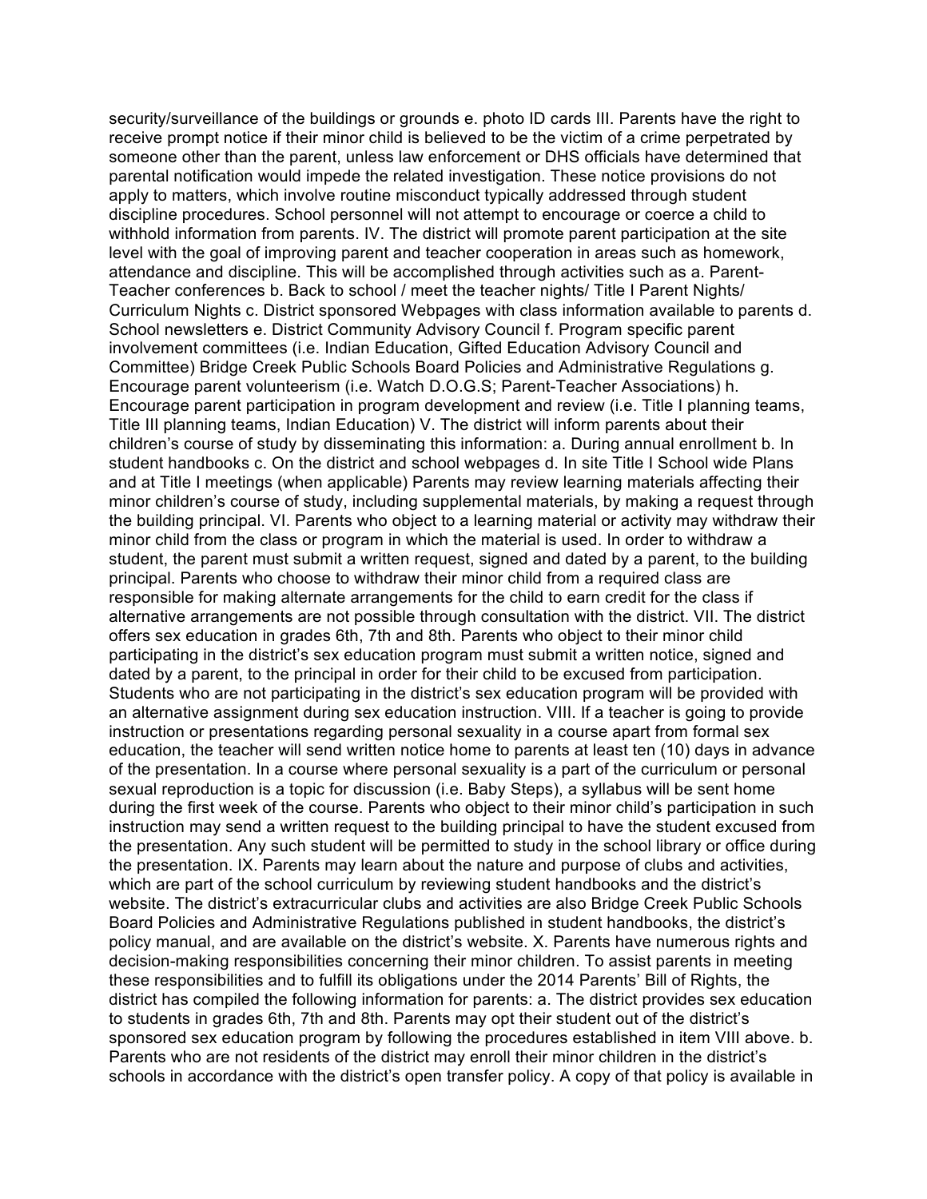security/surveillance of the buildings or grounds e. photo ID cards III. Parents have the right to receive prompt notice if their minor child is believed to be the victim of a crime perpetrated by someone other than the parent, unless law enforcement or DHS officials have determined that parental notification would impede the related investigation. These notice provisions do not apply to matters, which involve routine misconduct typically addressed through student discipline procedures. School personnel will not attempt to encourage or coerce a child to withhold information from parents. IV. The district will promote parent participation at the site level with the goal of improving parent and teacher cooperation in areas such as homework, attendance and discipline. This will be accomplished through activities such as a. Parent-Teacher conferences b. Back to school / meet the teacher nights/ Title I Parent Nights/ Curriculum Nights c. District sponsored Webpages with class information available to parents d. School newsletters e. District Community Advisory Council f. Program specific parent involvement committees (i.e. Indian Education, Gifted Education Advisory Council and Committee) Bridge Creek Public Schools Board Policies and Administrative Regulations g. Encourage parent volunteerism (i.e. Watch D.O.G.S; Parent-Teacher Associations) h. Encourage parent participation in program development and review (i.e. Title I planning teams, Title III planning teams, Indian Education) V. The district will inform parents about their children's course of study by disseminating this information: a. During annual enrollment b. In student handbooks c. On the district and school webpages d. In site Title I School wide Plans and at Title I meetings (when applicable) Parents may review learning materials affecting their minor children's course of study, including supplemental materials, by making a request through the building principal. VI. Parents who object to a learning material or activity may withdraw their minor child from the class or program in which the material is used. In order to withdraw a student, the parent must submit a written request, signed and dated by a parent, to the building principal. Parents who choose to withdraw their minor child from a required class are responsible for making alternate arrangements for the child to earn credit for the class if alternative arrangements are not possible through consultation with the district. VII. The district offers sex education in grades 6th, 7th and 8th. Parents who object to their minor child participating in the district's sex education program must submit a written notice, signed and dated by a parent, to the principal in order for their child to be excused from participation. Students who are not participating in the district's sex education program will be provided with an alternative assignment during sex education instruction. VIII. If a teacher is going to provide instruction or presentations regarding personal sexuality in a course apart from formal sex education, the teacher will send written notice home to parents at least ten (10) days in advance of the presentation. In a course where personal sexuality is a part of the curriculum or personal sexual reproduction is a topic for discussion (i.e. Baby Steps), a syllabus will be sent home during the first week of the course. Parents who object to their minor child's participation in such instruction may send a written request to the building principal to have the student excused from the presentation. Any such student will be permitted to study in the school library or office during the presentation. IX. Parents may learn about the nature and purpose of clubs and activities, which are part of the school curriculum by reviewing student handbooks and the district's website. The district's extracurricular clubs and activities are also Bridge Creek Public Schools Board Policies and Administrative Regulations published in student handbooks, the district's policy manual, and are available on the district's website. X. Parents have numerous rights and decision-making responsibilities concerning their minor children. To assist parents in meeting these responsibilities and to fulfill its obligations under the 2014 Parents' Bill of Rights, the district has compiled the following information for parents: a. The district provides sex education to students in grades 6th, 7th and 8th. Parents may opt their student out of the district's sponsored sex education program by following the procedures established in item VIII above. b. Parents who are not residents of the district may enroll their minor children in the district's schools in accordance with the district's open transfer policy. A copy of that policy is available in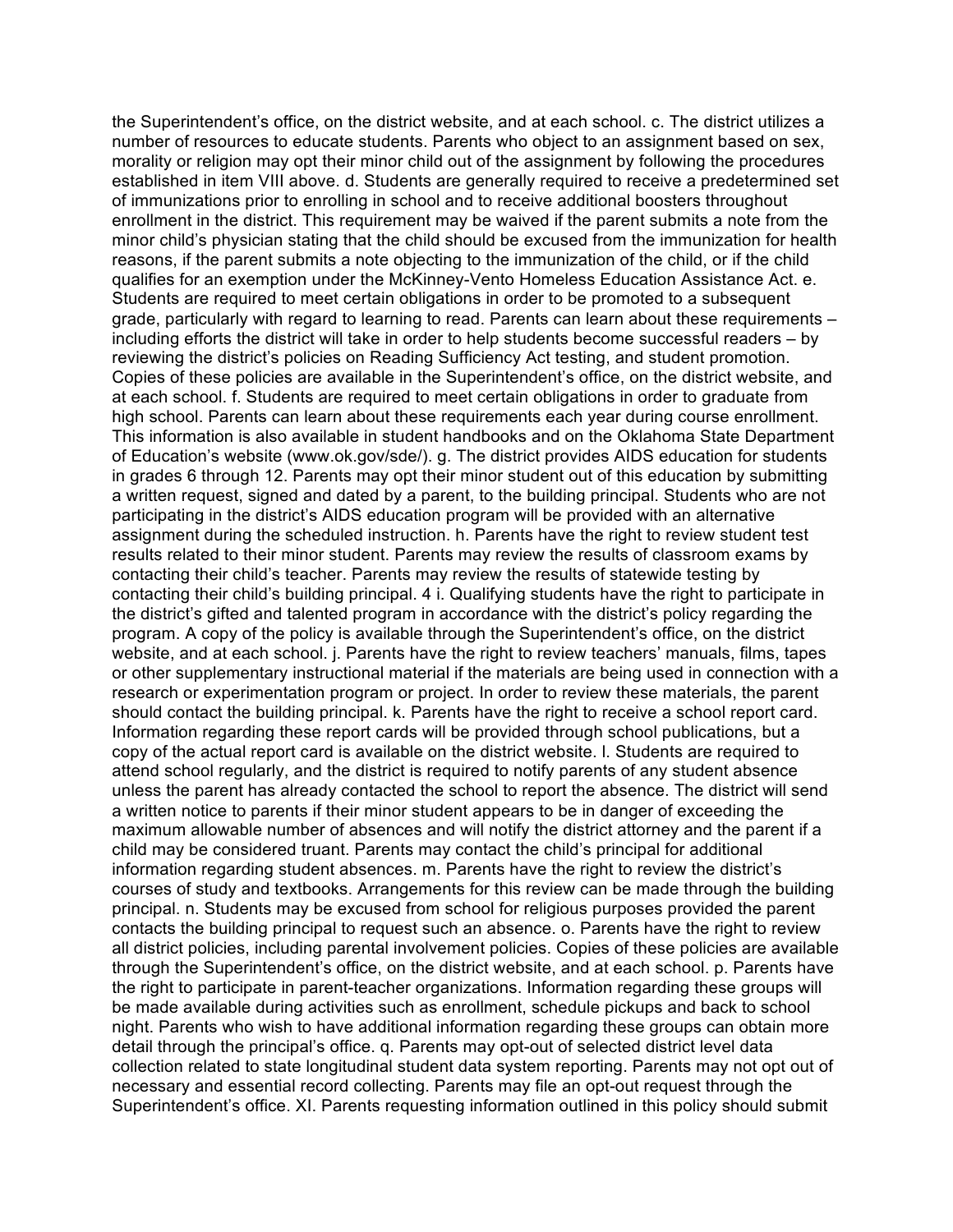the Superintendent's office, on the district website, and at each school. c. The district utilizes a number of resources to educate students. Parents who object to an assignment based on sex, morality or religion may opt their minor child out of the assignment by following the procedures established in item VIII above. d. Students are generally required to receive a predetermined set of immunizations prior to enrolling in school and to receive additional boosters throughout enrollment in the district. This requirement may be waived if the parent submits a note from the minor child's physician stating that the child should be excused from the immunization for health reasons, if the parent submits a note objecting to the immunization of the child, or if the child qualifies for an exemption under the McKinney-Vento Homeless Education Assistance Act. e. Students are required to meet certain obligations in order to be promoted to a subsequent grade, particularly with regard to learning to read. Parents can learn about these requirements – including efforts the district will take in order to help students become successful readers – by reviewing the district's policies on Reading Sufficiency Act testing, and student promotion. Copies of these policies are available in the Superintendent's office, on the district website, and at each school. f. Students are required to meet certain obligations in order to graduate from high school. Parents can learn about these requirements each year during course enrollment. This information is also available in student handbooks and on the Oklahoma State Department of Education's website (www.ok.gov/sde/). g. The district provides AIDS education for students in grades 6 through 12. Parents may opt their minor student out of this education by submitting a written request, signed and dated by a parent, to the building principal. Students who are not participating in the district's AIDS education program will be provided with an alternative assignment during the scheduled instruction. h. Parents have the right to review student test results related to their minor student. Parents may review the results of classroom exams by contacting their child's teacher. Parents may review the results of statewide testing by contacting their child's building principal. 4 i. Qualifying students have the right to participate in the district's gifted and talented program in accordance with the district's policy regarding the program. A copy of the policy is available through the Superintendent's office, on the district website, and at each school. j. Parents have the right to review teachers' manuals, films, tapes or other supplementary instructional material if the materials are being used in connection with a research or experimentation program or project. In order to review these materials, the parent should contact the building principal. k. Parents have the right to receive a school report card. Information regarding these report cards will be provided through school publications, but a copy of the actual report card is available on the district website. l. Students are required to attend school regularly, and the district is required to notify parents of any student absence unless the parent has already contacted the school to report the absence. The district will send a written notice to parents if their minor student appears to be in danger of exceeding the maximum allowable number of absences and will notify the district attorney and the parent if a child may be considered truant. Parents may contact the child's principal for additional information regarding student absences. m. Parents have the right to review the district's courses of study and textbooks. Arrangements for this review can be made through the building principal. n. Students may be excused from school for religious purposes provided the parent contacts the building principal to request such an absence. o. Parents have the right to review all district policies, including parental involvement policies. Copies of these policies are available through the Superintendent's office, on the district website, and at each school. p. Parents have the right to participate in parent-teacher organizations. Information regarding these groups will be made available during activities such as enrollment, schedule pickups and back to school night. Parents who wish to have additional information regarding these groups can obtain more detail through the principal's office. q. Parents may opt-out of selected district level data collection related to state longitudinal student data system reporting. Parents may not opt out of necessary and essential record collecting. Parents may file an opt-out request through the Superintendent's office. XI. Parents requesting information outlined in this policy should submit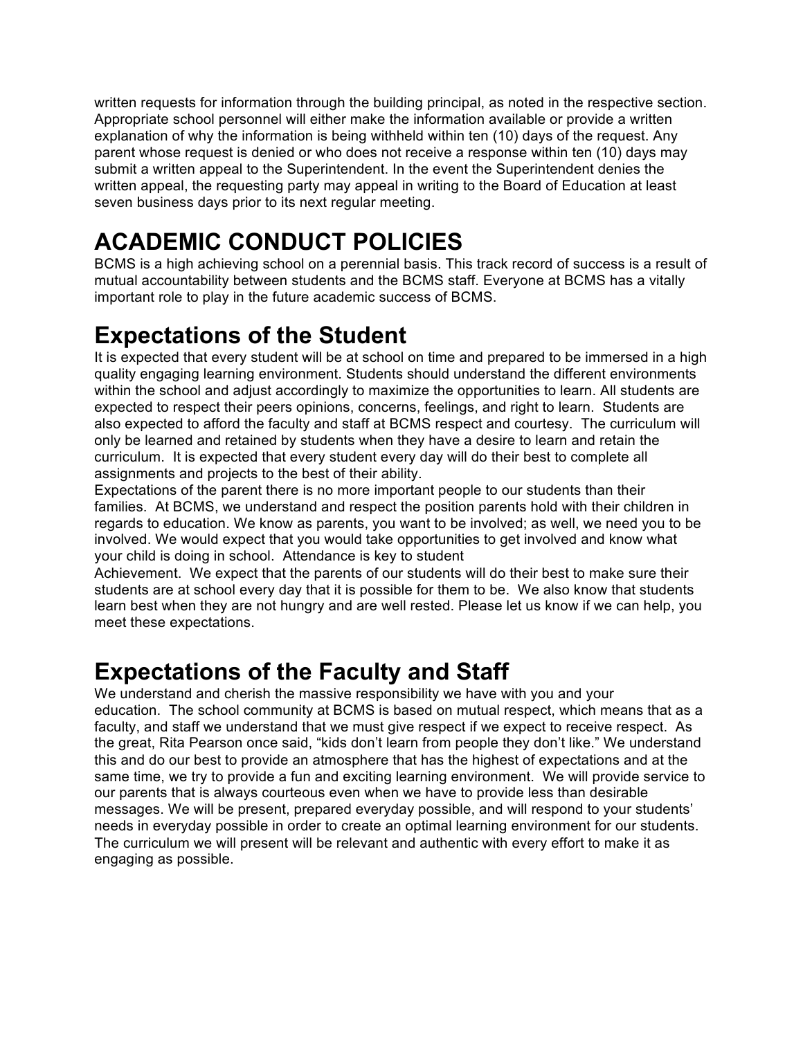written requests for information through the building principal, as noted in the respective section. Appropriate school personnel will either make the information available or provide a written explanation of why the information is being withheld within ten (10) days of the request. Any parent whose request is denied or who does not receive a response within ten (10) days may submit a written appeal to the Superintendent. In the event the Superintendent denies the written appeal, the requesting party may appeal in writing to the Board of Education at least seven business days prior to its next regular meeting.

# ACADEMIC CONDUCT POLICIES

BCMS is a high achieving school on a perennial basis. This track record of success is a result of mutual accountability between students and the BCMS staff. Everyone at BCMS has a vitally important role to play in the future academic success of BCMS.

# Expectations of the Student

It is expected that every student will be at school on time and prepared to be immersed in a high quality engaging learning environment. Students should understand the different environments within the school and adjust accordingly to maximize the opportunities to learn. All students are expected to respect their peers opinions, concerns, feelings, and right to learn. Students are also expected to afford the faculty and staff at BCMS respect and courtesy. The curriculum will only be learned and retained by students when they have a desire to learn and retain the curriculum. It is expected that every student every day will do their best to complete all assignments and projects to the best of their ability.

Expectations of the parent there is no more important people to our students than their families. At BCMS, we understand and respect the position parents hold with their children in regards to education. We know as parents, you want to be involved; as well, we need you to be involved. We would expect that you would take opportunities to get involved and know what your child is doing in school. Attendance is key to student Achievement. We expect that the parents of our students will do their best to make sure their students are at school every day that it is possible for them to be. We also know that students learn best when they are not hungry and are well rested. Please let us know if we can help, you meet these expectations.

# Expectations of the Faculty and Staff

We understand and cherish the massive responsibility we have with you and your education. The school community at BCMS is based on mutual respect, which means that as a faculty, and staff we understand that we must give respect if we expect to receive respect. As the great, Rita Pearson once said, "kids don't learn from people they don't like." We understand this and do our best to provide an atmosphere that has the highest of expectations and at the same time, we try to provide a fun and exciting learning environment. We will provide service to our parents that is always courteous even when we have to provide less than desirable messages. We will be present, prepared everyday possible, and will respond to your students' needs in everyday possible in order to create an optimal learning environment for our students. The curriculum we will present will be relevant and authentic with every effort to make it as engaging as possible.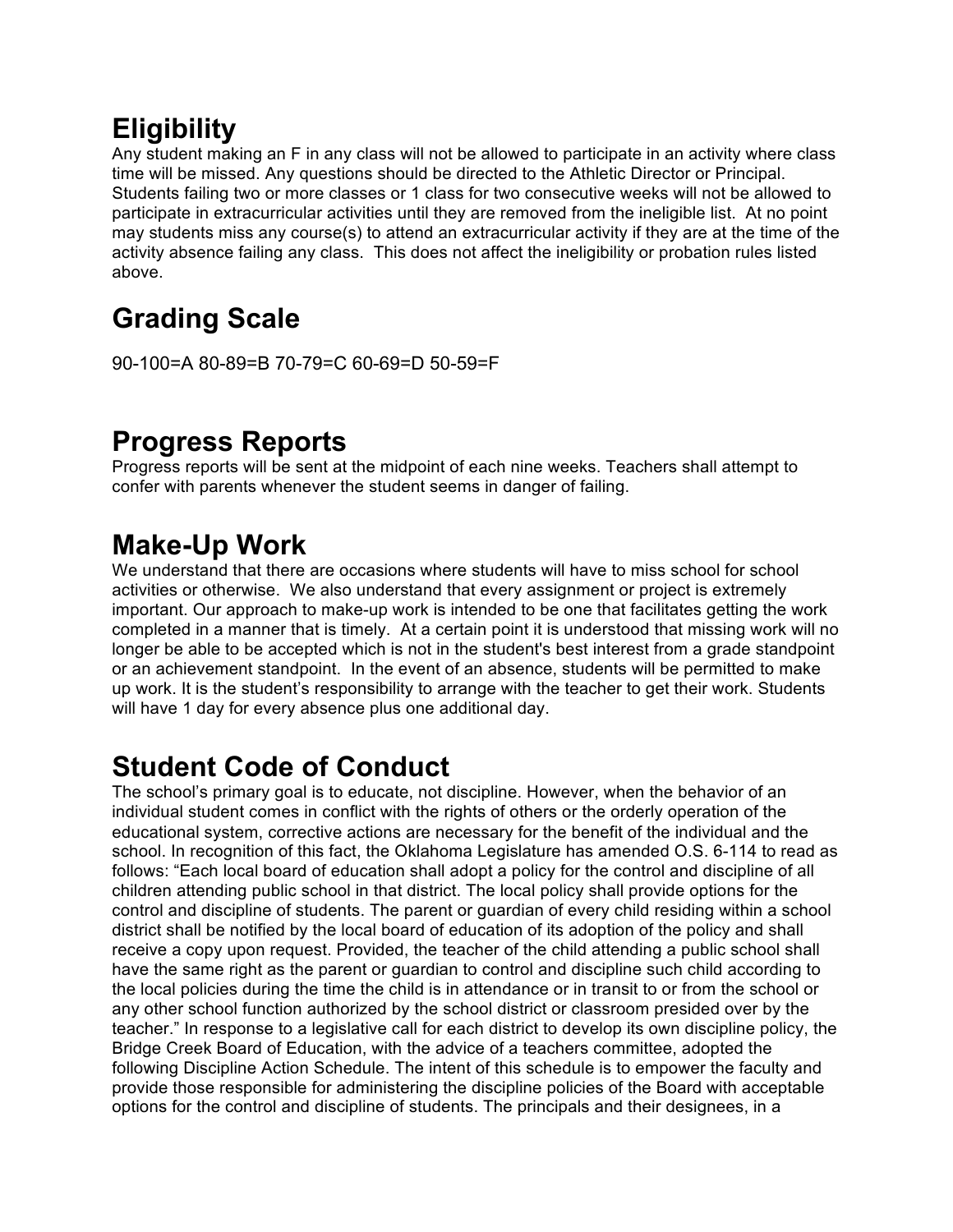# Eligibility

Any student making an F in any class will not be allowed to participate in an activity where class time will be missed. Any questions should be directed to the Athletic Director or Principal. Students failing two or more classes or 1 class for two consecutive weeks will not be allowed to participate in extracurricular activities until they are removed from the ineligible list. At no point may students miss any course(s) to attend an extracurricular activity if they are at the time of the activity absence failing any class. This does not affect the ineligibility or probation rules listed above.

# Grading Scale

90-100=A 80-89=B 70-79=C 60-69=D 50-59=F

# Progress Reports

Progress reports will be sent at the midpoint of each nine weeks. Teachers shall attempt to confer with parents whenever the student seems in danger of failing.

# Make-Up Work

We understand that there are occasions where students will have to miss school for school activities or otherwise. We also understand that every assignment or project is extremely important. Our approach to make-up work is intended to be one that facilitates getting the work completed in a manner that is timely. At a certain point it is understood that missing work will no longer be able to be accepted which is not in the student's best interest from a grade standpoint or an achievement standpoint. In the event of an absence, students will be permitted to make up work. It is the student's responsibility to arrange with the teacher to get their work. Students will have 1 day for every absence plus one additional day.

# Student Code of Conduct

The school's primary goal is to educate, not discipline. However, when the behavior of an individual student comes in conflict with the rights of others or the orderly operation of the educational system, corrective actions are necessary for the benefit of the individual and the school. In recognition of this fact, the Oklahoma Legislature has amended O.S. 6-114 to read as follows: "Each local board of education shall adopt a policy for the control and discipline of all children attending public school in that district. The local policy shall provide options for the control and discipline of students. The parent or guardian of every child residing within a school district shall be notified by the local board of education of its adoption of the policy and shall receive a copy upon request. Provided, the teacher of the child attending a public school shall have the same right as the parent or guardian to control and discipline such child according to the local policies during the time the child is in attendance or in transit to or from the school or any other school function authorized by the school district or classroom presided over by the teacher." In response to a legislative call for each district to develop its own discipline policy, the Bridge Creek Board of Education, with the advice of a teachers committee, adopted the following Discipline Action Schedule. The intent of this schedule is to empower the faculty and provide those responsible for administering the discipline policies of the Board with acceptable options for the control and discipline of students. The principals and their designees, in a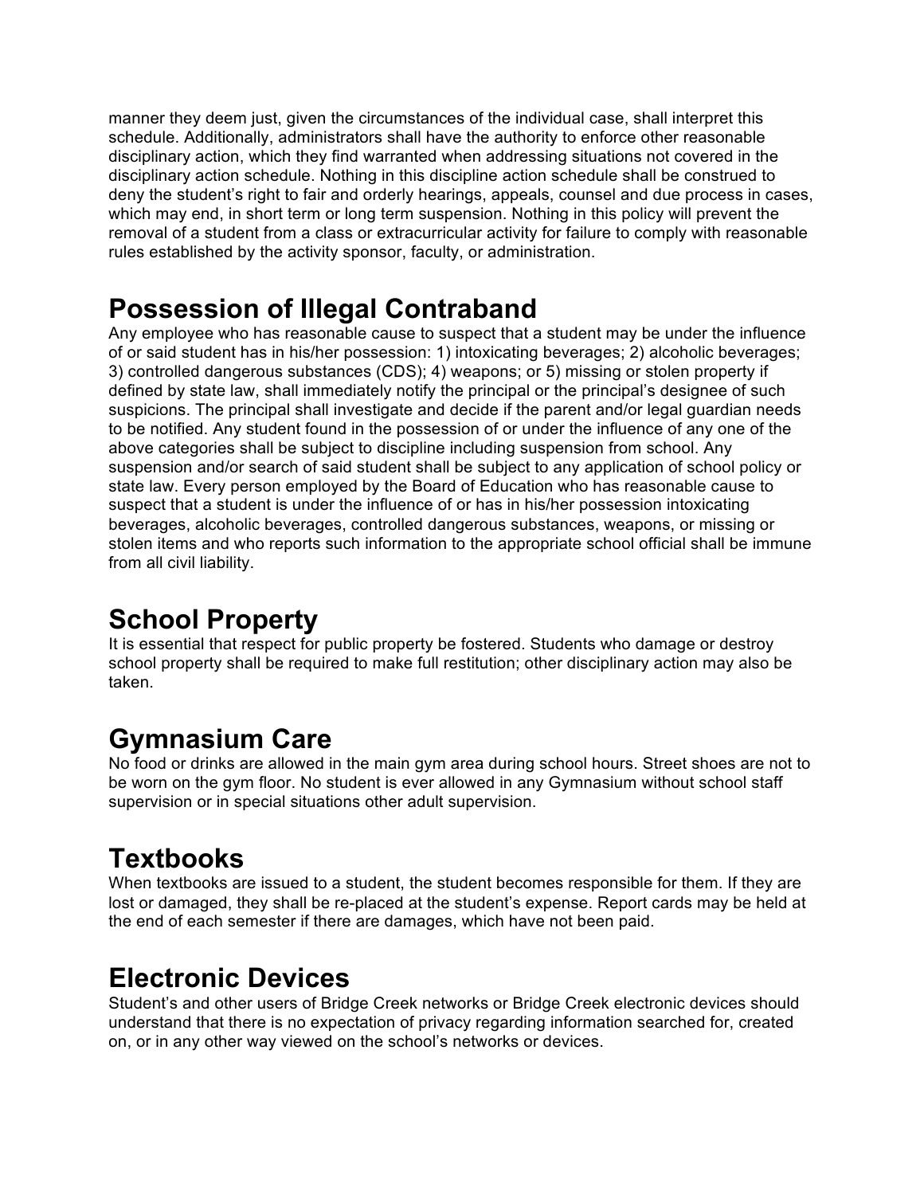manner they deem just, given the circumstances of the individual case, shall interpret this schedule. Additionally, administrators shall have the authority to enforce other reasonable disciplinary action, which they find warranted when addressing situations not covered in the disciplinary action schedule. Nothing in this discipline action schedule shall be construed to deny the student's right to fair and orderly hearings, appeals, counsel and due process in cases, which may end, in short term or long term suspension. Nothing in this policy will prevent the removal of a student from a class or extracurricular activity for failure to comply with reasonable rules established by the activity sponsor, faculty, or administration.

# Possession of Illegal Contraband

Any employee who has reasonable cause to suspect that a student may be under the influence of or said student has in his/her possession: 1) intoxicating beverages; 2) alcoholic beverages; 3) controlled dangerous substances (CDS); 4) weapons; or 5) missing or stolen property if defined by state law, shall immediately notify the principal or the principal's designee of such suspicions. The principal shall investigate and decide if the parent and/or legal guardian needs to be notified. Any student found in the possession of or under the influence of any one of the above categories shall be subject to discipline including suspension from school. Any suspension and/or search of said student shall be subject to any application of school policy or state law. Every person employed by the Board of Education who has reasonable cause to suspect that a student is under the influence of or has in his/her possession intoxicating beverages, alcoholic beverages, controlled dangerous substances, weapons, or missing or stolen items and who reports such information to the appropriate school official shall be immune from all civil liability.

# School Property

It is essential that respect for public property be fostered. Students who damage or destroy school property shall be required to make full restitution; other disciplinary action may also be taken.

# Gymnasium Care

No food or drinks are allowed in the main gym area during school hours. Street shoes are not to be worn on the gym floor. No student is ever allowed in any Gymnasium without school staff supervision or in special situations other adult supervision.

# Textbooks

When textbooks are issued to a student, the student becomes responsible for them. If they are lost or damaged, they shall be re-placed at the student's expense. Report cards may be held at the end of each semester if there are damages, which have not been paid.

# Electronic Devices

Student's and other users of Bridge Creek networks or Bridge Creek electronic devices should understand that there is no expectation of privacy regarding information searched for, created on, or in any other way viewed on the school's networks or devices.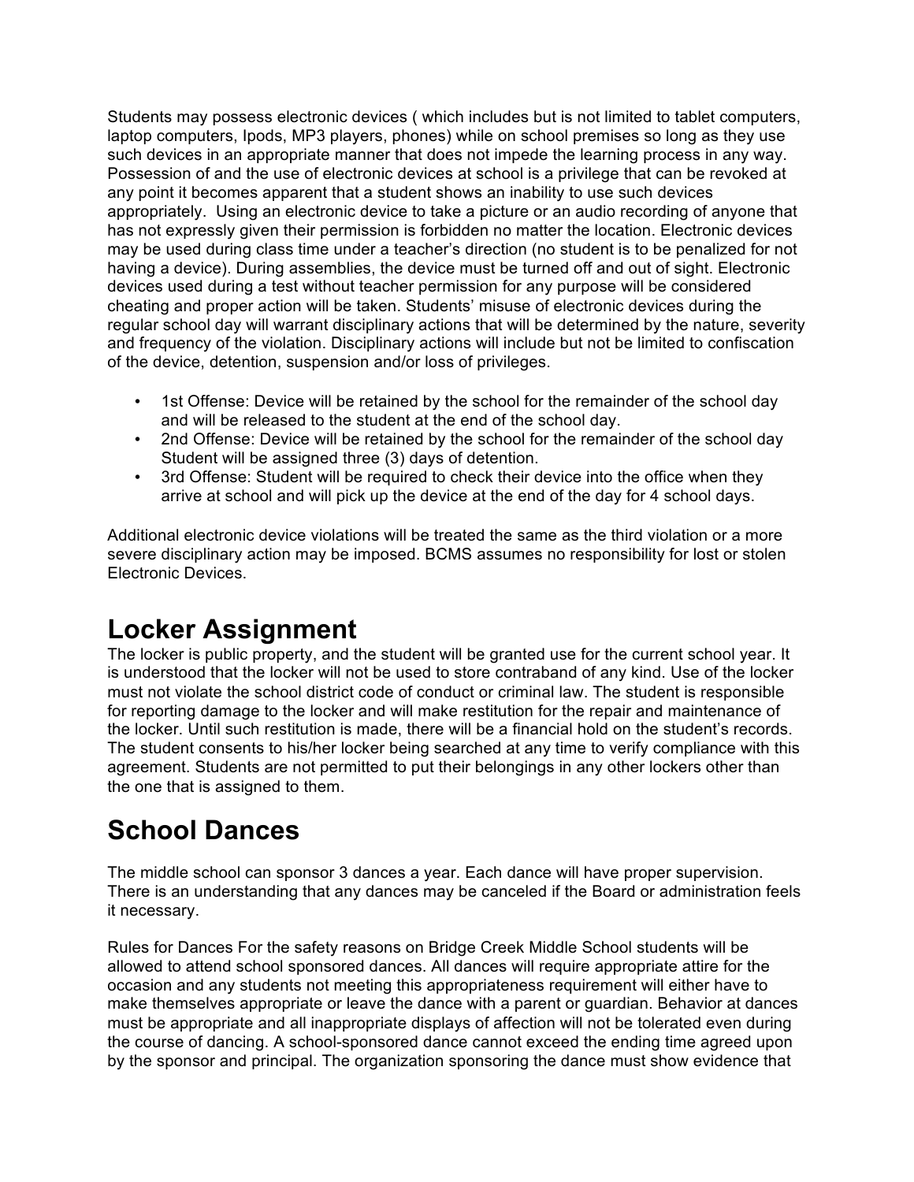Students may possess electronic devices ( which includes but is not limited to tablet computers, laptop computers, Ipods, MP3 players, phones) while on school premises so long as they use such devices in an appropriate manner that does not impede the learning process in any way. Possession of and the use of electronic devices at school is a privilege that can be revoked at any point it becomes apparent that a student shows an inability to use such devices appropriately. Using an electronic device to take a picture or an audio recording of anyone that has not expressly given their permission is forbidden no matter the location. Electronic devices may be used during class time under a teacher's direction (no student is to be penalized for not having a device). During assemblies, the device must be turned off and out of sight. Electronic devices used during a test without teacher permission for any purpose will be considered cheating and proper action will be taken. Students' misuse of electronic devices during the regular school day will warrant disciplinary actions that will be determined by the nature, severity and frequency of the violation. Disciplinary actions will include but not be limited to confiscation of the device, detention, suspension and/or loss of privileges.

- 1st Offense: Device will be retained by the school for the remainder of the school day and will be released to the student at the end of the school day.
- 2nd Offense: Device will be retained by the school for the remainder of the school day Student will be assigned three (3) days of detention.
- 3rd Offense: Student will be required to check their device into the office when they arrive at school and will pick up the device at the end of the day for 4 school days.

Additional electronic device violations will be treated the same as the third violation or a more severe disciplinary action may be imposed. BCMS assumes no responsibility for lost or stolen Electronic Devices.

# Locker Assignment

The locker is public property, and the student will be granted use for the current school year. It is understood that the locker will not be used to store contraband of any kind. Use of the locker must not violate the school district code of conduct or criminal law. The student is responsible for reporting damage to the locker and will make restitution for the repair and maintenance of the locker. Until such restitution is made, there will be a financial hold on the student's records. The student consents to his/her locker being searched at any time to verify compliance with this agreement. Students are not permitted to put their belongings in any other lockers other than the one that is assigned to them.

# School Dances

The middle school can sponsor 3 dances a year. Each dance will have proper supervision. There is an understanding that any dances may be canceled if the Board or administration feels it necessary.

Rules for Dances For the safety reasons on Bridge Creek Middle School students will be allowed to attend school sponsored dances. All dances will require appropriate attire for the occasion and any students not meeting this appropriateness requirement will either have to make themselves appropriate or leave the dance with a parent or guardian. Behavior at dances must be appropriate and all inappropriate displays of affection will not be tolerated even during the course of dancing. A school-sponsored dance cannot exceed the ending time agreed upon by the sponsor and principal. The organization sponsoring the dance must show evidence that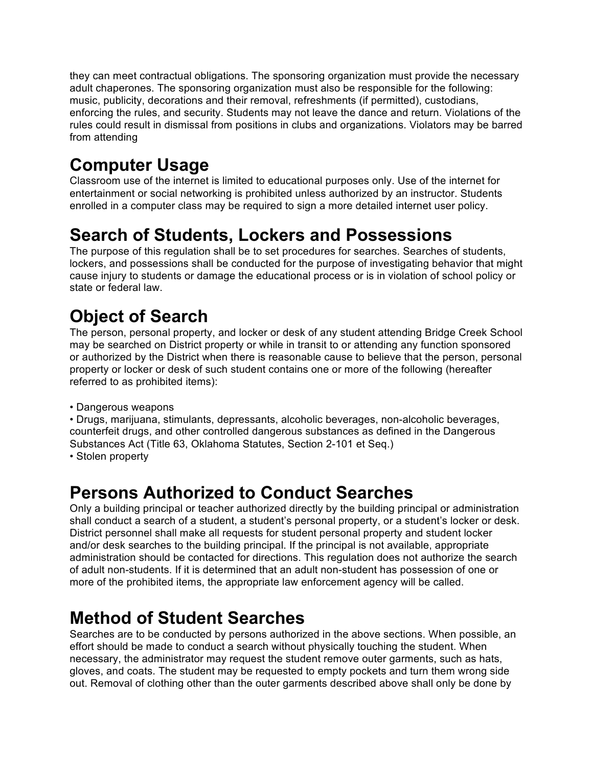they can meet contractual obligations. The sponsoring organization must provide the necessary adult chaperones. The sponsoring organization must also be responsible for the following: music, publicity, decorations and their removal, refreshments (if permitted), custodians, enforcing the rules, and security. Students may not leave the dance and return. Violations of the rules could result in dismissal from positions in clubs and organizations. Violators may be barred from attending

# Computer Usage

Classroom use of the internet is limited to educational purposes only. Use of the internet for entertainment or social networking is prohibited unless authorized by an instructor. Students enrolled in a computer class may be required to sign a more detailed internet user policy.

# Search of Students, Lockers and Possessions

The purpose of this regulation shall be to set procedures for searches. Searches of students, lockers, and possessions shall be conducted for the purpose of investigating behavior that might cause injury to students or damage the educational process or is in violation of school policy or state or federal law.

# Object of Search

The person, personal property, and locker or desk of any student attending Bridge Creek School may be searched on District property or while in transit to or attending any function sponsored or authorized by the District when there is reasonable cause to believe that the person, personal property or locker or desk of such student contains one or more of the following (hereafter referred to as prohibited items):

- Dangerous weapons
- Drugs, marijuana, stimulants, depressants, alcoholic beverages, non-alcoholic beverages, counterfeit drugs, and other controlled dangerous substances as defined in the Dangerous Substances Act (Title 63, Oklahoma Statutes, Section 2-101 et Seq.)
- Stolen property

# Persons Authorized to Conduct Searches

Only a building principal or teacher authorized directly by the building principal or administration shall conduct a search of a student, a student's personal property, or a student's locker or desk. District personnel shall make all requests for student personal property and student locker and/or desk searches to the building principal. If the principal is not available, appropriate administration should be contacted for directions. This regulation does not authorize the search of adult non-students. If it is determined that an adult non-student has possession of one or more of the prohibited items, the appropriate law enforcement agency will be called.

# Method of Student Searches

Searches are to be conducted by persons authorized in the above sections. When possible, an effort should be made to conduct a search without physically touching the student. When necessary, the administrator may request the student remove outer garments, such as hats, gloves, and coats. The student may be requested to empty pockets and turn them wrong side out. Removal of clothing other than the outer garments described above shall only be done by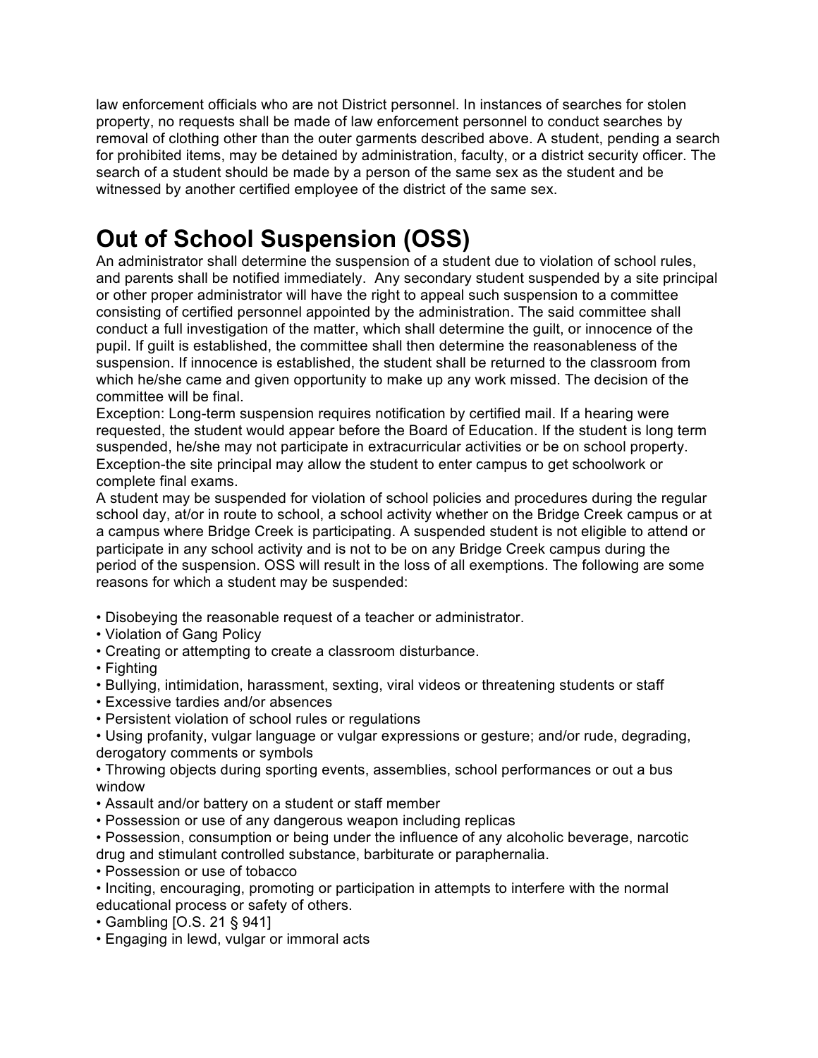law enforcement officials who are not District personnel. In instances of searches for stolen property, no requests shall be made of law enforcement personnel to conduct searches by removal of clothing other than the outer garments described above. A student, pending a search for prohibited items, may be detained by administration, faculty, or a district security officer. The search of a student should be made by a person of the same sex as the student and be witnessed by another certified employee of the district of the same sex.

# Out of School Suspension (OSS)

An administrator shall determine the suspension of a student due to violation of school rules, and parents shall be notified immediately. Any secondary student suspended by a site principal or other proper administrator will have the right to appeal such suspension to a committee consisting of certified personnel appointed by the administration. The said committee shall conduct a full investigation of the matter, which shall determine the guilt, or innocence of the pupil. If guilt is established, the committee shall then determine the reasonableness of the suspension. If innocence is established, the student shall be returned to the classroom from which he/she came and given opportunity to make up any work missed. The decision of the committee will be final.

Exception: Long-term suspension requires notification by certified mail. If a hearing were requested, the student would appear before the Board of Education. If the student is long term suspended, he/she may not participate in extracurricular activities or be on school property. Exception-the site principal may allow the student to enter campus to get schoolwork or complete final exams.

A student may be suspended for violation of school policies and procedures during the regular school day, at/or in route to school, a school activity whether on the Bridge Creek campus or at a campus where Bridge Creek is participating. A suspended student is not eligible to attend or participate in any school activity and is not to be on any Bridge Creek campus during the period of the suspension. OSS will result in the loss of all exemptions. The following are some reasons for which a student may be suspended:

- Disobeying the reasonable request of a teacher or administrator.
- Violation of Gang Policy
- Creating or attempting to create a classroom disturbance.
- Fighting
- Bullying, intimidation, harassment, sexting, viral videos or threatening students or staff
- Excessive tardies and/or absences
- Persistent violation of school rules or regulations
- Using profanity, vulgar language or vulgar expressions or gesture; and/or rude, degrading, derogatory comments or symbols
- Throwing objects during sporting events, assemblies, school performances or out a bus window
- Assault and/or battery on a student or staff member
- Possession or use of any dangerous weapon including replicas
- Possession, consumption or being under the influence of any alcoholic beverage, narcotic drug and stimulant controlled substance, barbiturate or paraphernalia.
- Possession or use of tobacco
- Inciting, encouraging, promoting or participation in attempts to interfere with the normal educational process or safety of others.
- Gambling [O.S. 21 § 941]
- Engaging in lewd, vulgar or immoral acts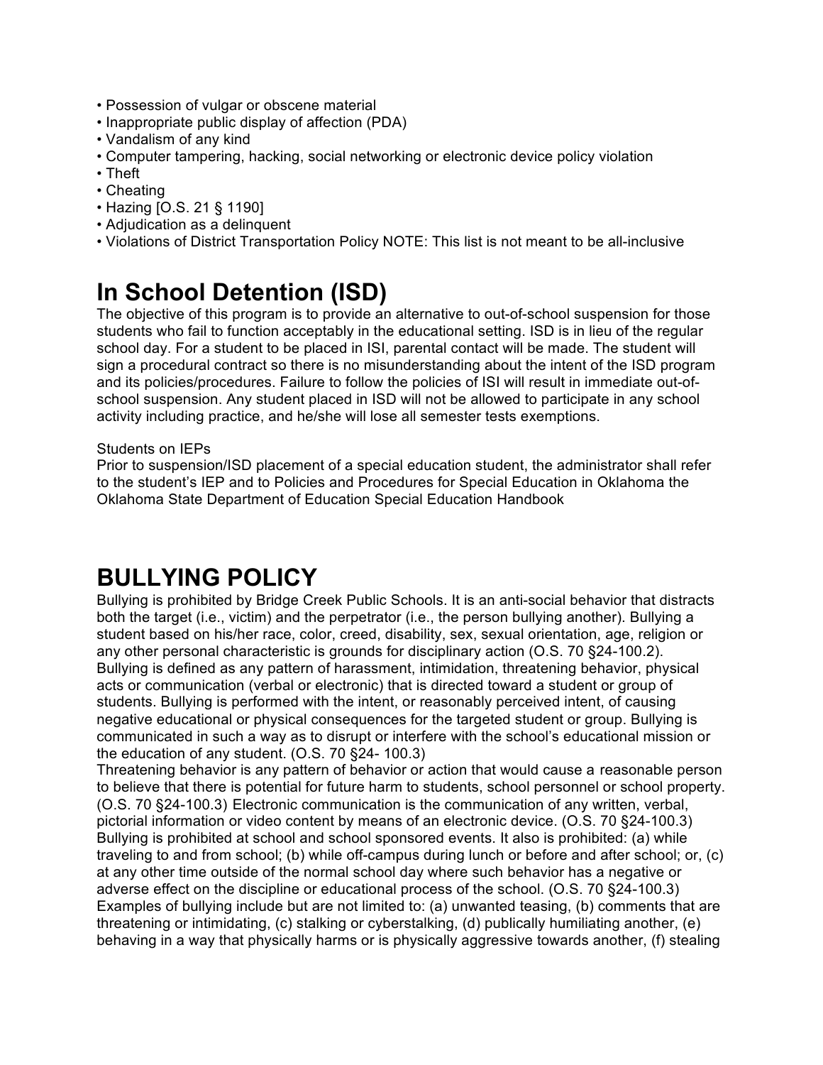- Possession of vulgar or obscene material
- Inappropriate public display of affection (PDA)
- Vandalism of any kind
- Computer tampering, hacking, social networking or electronic device policy violation
- Theft
- Cheating
- Hazing [O.S. 21 § 1190]
- Adjudication as a delinquent
- Violations of District Transportation Policy NOTE: This list is not meant to be all-inclusive

# In School Detention (ISD)

The objective of this program is to provide an alternative to out-of-school suspension for those students who fail to function acceptably in the educational setting. ISD is in lieu of the regular school day. For a student to be placed in ISI, parental contact will be made. The student will sign a procedural contract so there is no misunderstanding about the intent of the ISD program and its policies/procedures. Failure to follow the policies of ISI will result in immediate out-of-school suspension. Any student placed in ISD will not be allowed to participate in any school activity including practice, and he/she will lose all semester tests exemptions.

Students on IEPs

Prior to suspension/ISD placement of a special education student, the administrator shall refer to the student's IEP and to Policies and Procedures for Special Education in Oklahoma the Oklahoma State Department of Education Special Education Handbook

# BULLYING POLICY

Bullying is prohibited by Bridge Creek Public Schools. It is an anti-social behavior that distracts both the target (i.e., victim) and the perpetrator (i.e., the person bullying another). Bullying a student based on his/her race, color, creed, disability, sex, sexual orientation, age, religion or any other personal characteristic is grounds for disciplinary action (O.S. 70 §24-100.2). Bullying is defined as any pattern of harassment, intimidation, threatening behavior, physical acts or communication (verbal or electronic) that is directed toward a student or group of students. Bullying is performed with the intent, or reasonably perceived intent, of causing negative educational or physical consequences for the targeted student or group. Bullying is communicated in such a way as to disrupt or interfere with the school's educational mission or the education of any student. (O.S. 70 §24- 100.3)
Threatening behavior is any pattern of behavior or action that would cause a reasonable person to believe that there is potential for future harm to students, school personnel or school property. (O.S. 70 §24-100.3) Electronic communication is the communication of any written, verbal, pictorial information or video content by means of an electronic device. (O.S. 70 §24-100.3) Bullying is prohibited at school and school sponsored events. It also is prohibited: (a) while traveling to and from school; (b) while off-campus during lunch or before and after school; or, (c) at any other time outside of the normal school day where such behavior has a negative or adverse effect on the discipline or educational process of the school. (O.S. 70 §24-100.3) Examples of bullying include but are not limited to: (a) unwanted teasing, (b) comments that are threatening or intimidating, (c) stalking or cyberstalking, (d) publically humiliating another, (e) behaving in a way that physically harms or is physically aggressive towards another, (f) stealing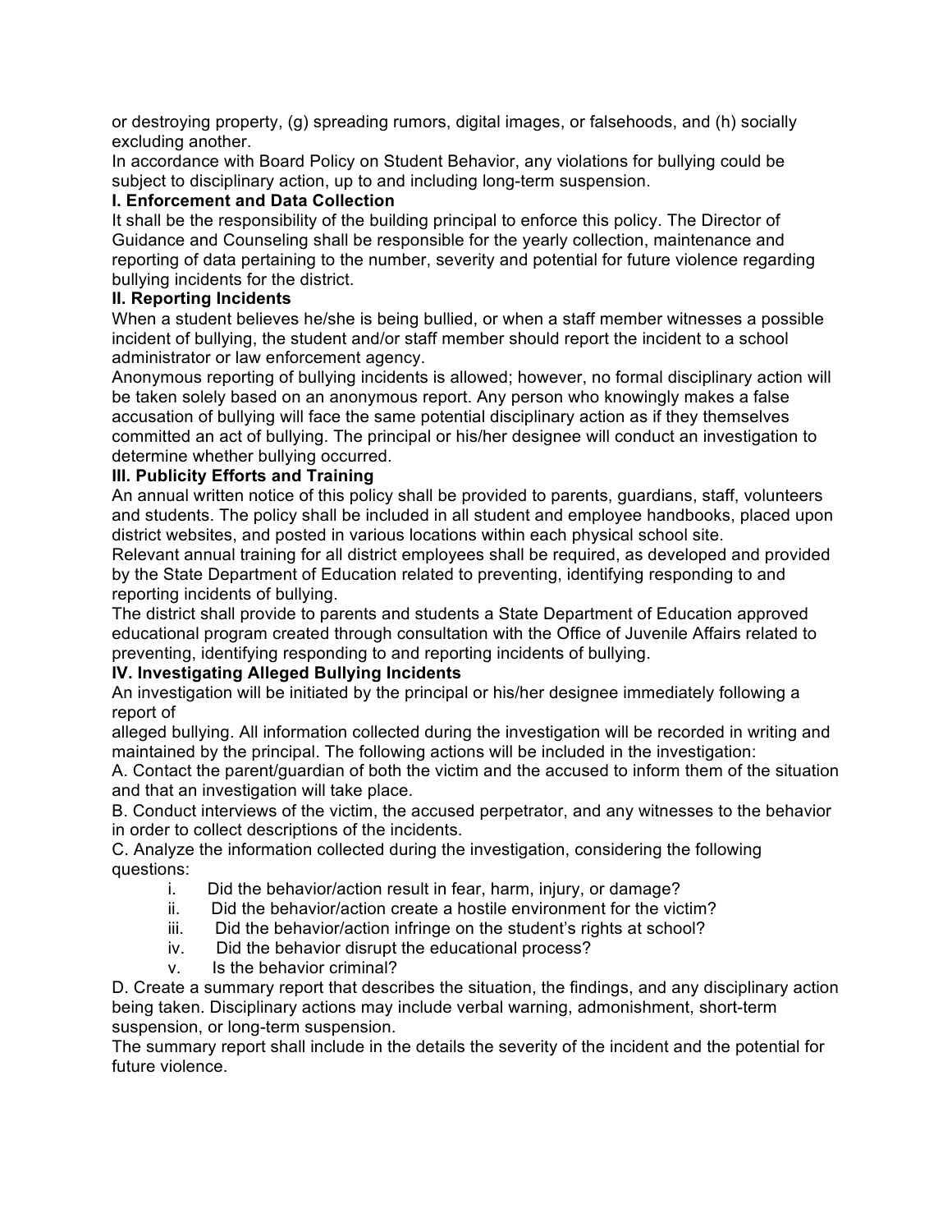or destroying property, (g) spreading rumors, digital images, or falsehoods, and (h) socially excluding another.

In accordance with Board Policy on Student Behavior, any violations for bullying could be subject to disciplinary action, up to and including long-term suspension.

**I. Enforcement and Data Collection**

It shall be the responsibility of the building principal to enforce this policy. The Director of Guidance and Counseling shall be responsible for the yearly collection, maintenance and reporting of data pertaining to the number, severity and potential for future violence regarding bullying incidents for the district.

**II. Reporting Incidents**

When a student believes he/she is being bullied, or when a staff member witnesses a possible incident of bullying, the student and/or staff member should report the incident to a school administrator or law enforcement agency.

Anonymous reporting of bullying incidents is allowed; however, no formal disciplinary action will be taken solely based on an anonymous report. Any person who knowingly makes a false accusation of bullying will face the same potential disciplinary action as if they themselves committed an act of bullying. The principal or his/her designee will conduct an investigation to determine whether bullying occurred.

**III. Publicity Efforts and Training**

An annual written notice of this policy shall be provided to parents, guardians, staff, volunteers and students. The policy shall be included in all student and employee handbooks, placed upon district websites, and posted in various locations within each physical school site.

Relevant annual training for all district employees shall be required, as developed and provided by the State Department of Education related to preventing, identifying responding to and reporting incidents of bullying.

The district shall provide to parents and students a State Department of Education approved educational program created through consultation with the Office of Juvenile Affairs related to preventing, identifying responding to and reporting incidents of bullying.

**IV. Investigating Alleged Bullying Incidents**

An investigation will be initiated by the principal or his/her designee immediately following a report of
alleged bullying. All information collected during the investigation will be recorded in writing and maintained by the principal. The following actions will be included in the investigation:

A. Contact the parent/guardian of both the victim and the accused to inform them of the situation and that an investigation will take place.

B. Conduct interviews of the victim, the accused perpetrator, and any witnesses to the behavior in order to collect descriptions of the incidents.

C. Analyze the information collected during the investigation, considering the following questions:

i. Did the behavior/action result in fear, harm, injury, or damage?
ii. Did the behavior/action create a hostile environment for the victim?
iii. Did the behavior/action infringe on the student's rights at school?
iv. Did the behavior disrupt the educational process?
v. Is the behavior criminal?

D. Create a summary report that describes the situation, the findings, and any disciplinary action being taken. Disciplinary actions may include verbal warning, admonishment, short-term suspension, or long-term suspension.

The summary report shall include in the details the severity of the incident and the potential for future violence.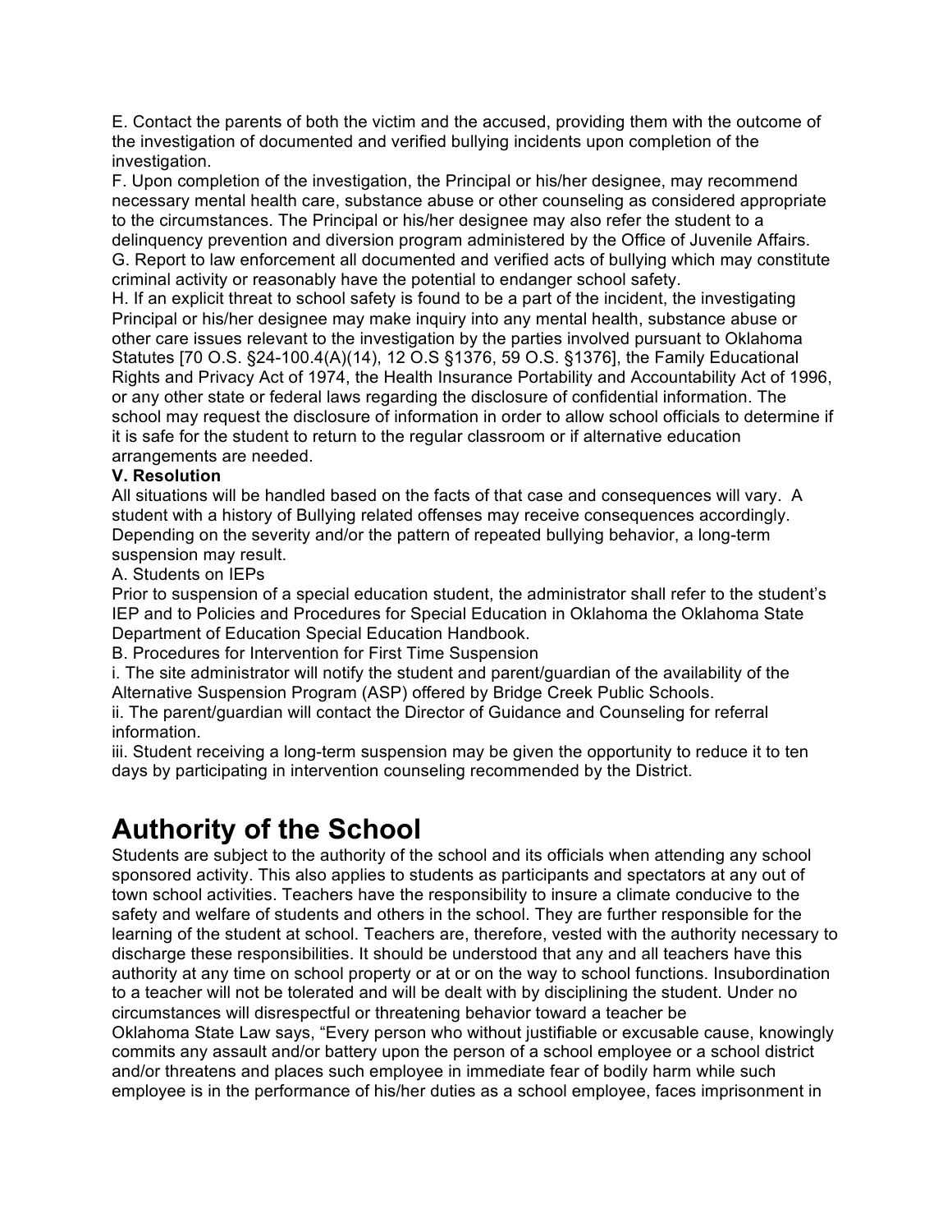E. Contact the parents of both the victim and the accused, providing them with the outcome of the investigation of documented and verified bullying incidents upon completion of the investigation.

F. Upon completion of the investigation, the Principal or his/her designee, may recommend necessary mental health care, substance abuse or other counseling as considered appropriate to the circumstances. The Principal or his/her designee may also refer the student to a delinquency prevention and diversion program administered by the Office of Juvenile Affairs.

G. Report to law enforcement all documented and verified acts of bullying which may constitute criminal activity or reasonably have the potential to endanger school safety.

H. If an explicit threat to school safety is found to be a part of the incident, the investigating Principal or his/her designee may make inquiry into any mental health, substance abuse or other care issues relevant to the investigation by the parties involved pursuant to Oklahoma Statutes [70 O.S. §24-100.4(A)(14), 12 O.S §1376, 59 O.S. §1376], the Family Educational Rights and Privacy Act of 1974, the Health Insurance Portability and Accountability Act of 1996, or any other state or federal laws regarding the disclosure of confidential information. The school may request the disclosure of information in order to allow school officials to determine if it is safe for the student to return to the regular classroom or if alternative education arrangements are needed.

**V. Resolution**

All situations will be handled based on the facts of that case and consequences will vary. A student with a history of Bullying related offenses may receive consequences accordingly. Depending on the severity and/or the pattern of repeated bullying behavior, a long-term suspension may result.

A. Students on IEPs

Prior to suspension of a special education student, the administrator shall refer to the student's IEP and to Policies and Procedures for Special Education in Oklahoma the Oklahoma State Department of Education Special Education Handbook.

B. Procedures for Intervention for First Time Suspension

i. The site administrator will notify the student and parent/guardian of the availability of the Alternative Suspension Program (ASP) offered by Bridge Creek Public Schools.

ii. The parent/guardian will contact the Director of Guidance and Counseling for referral information.

iii. Student receiving a long-term suspension may be given the opportunity to reduce it to ten days by participating in intervention counseling recommended by the District.

# Authority of the School

Students are subject to the authority of the school and its officials when attending any school sponsored activity. This also applies to students as participants and spectators at any out of town school activities. Teachers have the responsibility to insure a climate conducive to the safety and welfare of students and others in the school. They are further responsible for the learning of the student at school. Teachers are, therefore, vested with the authority necessary to discharge these responsibilities. It should be understood that any and all teachers have this authority at any time on school property or at or on the way to school functions. Insubordination to a teacher will not be tolerated and will be dealt with by disciplining the student. Under no circumstances will disrespectful or threatening behavior toward a teacher be

Oklahoma State Law says, "Every person who without justifiable or excusable cause, knowingly commits any assault and/or battery upon the person of a school employee or a school district and/or threatens and places such employee in immediate fear of bodily harm while such employee is in the performance of his/her duties as a school employee, faces imprisonment in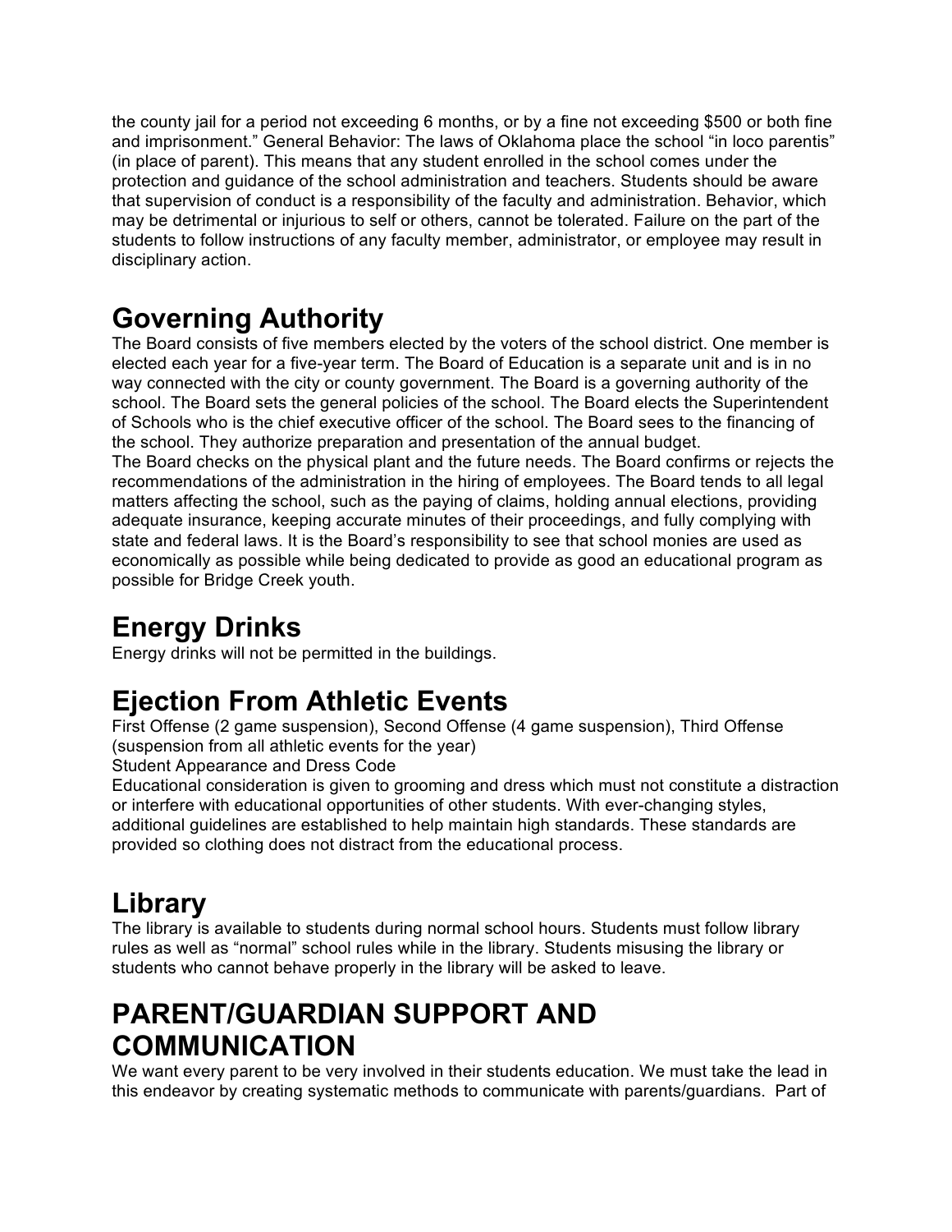the county jail for a period not exceeding 6 months, or by a fine not exceeding $500 or both fine and imprisonment." General Behavior: The laws of Oklahoma place the school "in loco parentis" (in place of parent). This means that any student enrolled in the school comes under the protection and guidance of the school administration and teachers. Students should be aware that supervision of conduct is a responsibility of the faculty and administration. Behavior, which may be detrimental or injurious to self or others, cannot be tolerated. Failure on the part of the students to follow instructions of any faculty member, administrator, or employee may result in disciplinary action.

# Governing Authority

The Board consists of five members elected by the voters of the school district. One member is elected each year for a five-year term. The Board of Education is a separate unit and is in no way connected with the city or county government. The Board is a governing authority of the school. The Board sets the general policies of the school. The Board elects the Superintendent of Schools who is the chief executive officer of the school. The Board sees to the financing of the school. They authorize preparation and presentation of the annual budget.

The Board checks on the physical plant and the future needs. The Board confirms or rejects the recommendations of the administration in the hiring of employees. The Board tends to all legal matters affecting the school, such as the paying of claims, holding annual elections, providing adequate insurance, keeping accurate minutes of their proceedings, and fully complying with state and federal laws. It is the Board's responsibility to see that school monies are used as economically as possible while being dedicated to provide as good an educational program as possible for Bridge Creek youth.

# Energy Drinks

Energy drinks will not be permitted in the buildings.

# Ejection From Athletic Events

First Offense (2 game suspension), Second Offense (4 game suspension), Third Offense (suspension from all athletic events for the year)

Student Appearance and Dress Code

Educational consideration is given to grooming and dress which must not constitute a distraction or interfere with educational opportunities of other students. With ever-changing styles, additional guidelines are established to help maintain high standards. These standards are provided so clothing does not distract from the educational process.

# Library

The library is available to students during normal school hours. Students must follow library rules as well as "normal" school rules while in the library. Students misusing the library or students who cannot behave properly in the library will be asked to leave.

# PARENT/GUARDIAN SUPPORT AND COMMUNICATION

We want every parent to be very involved in their students education. We must take the lead in this endeavor by creating systematic methods to communicate with parents/guardians. Part of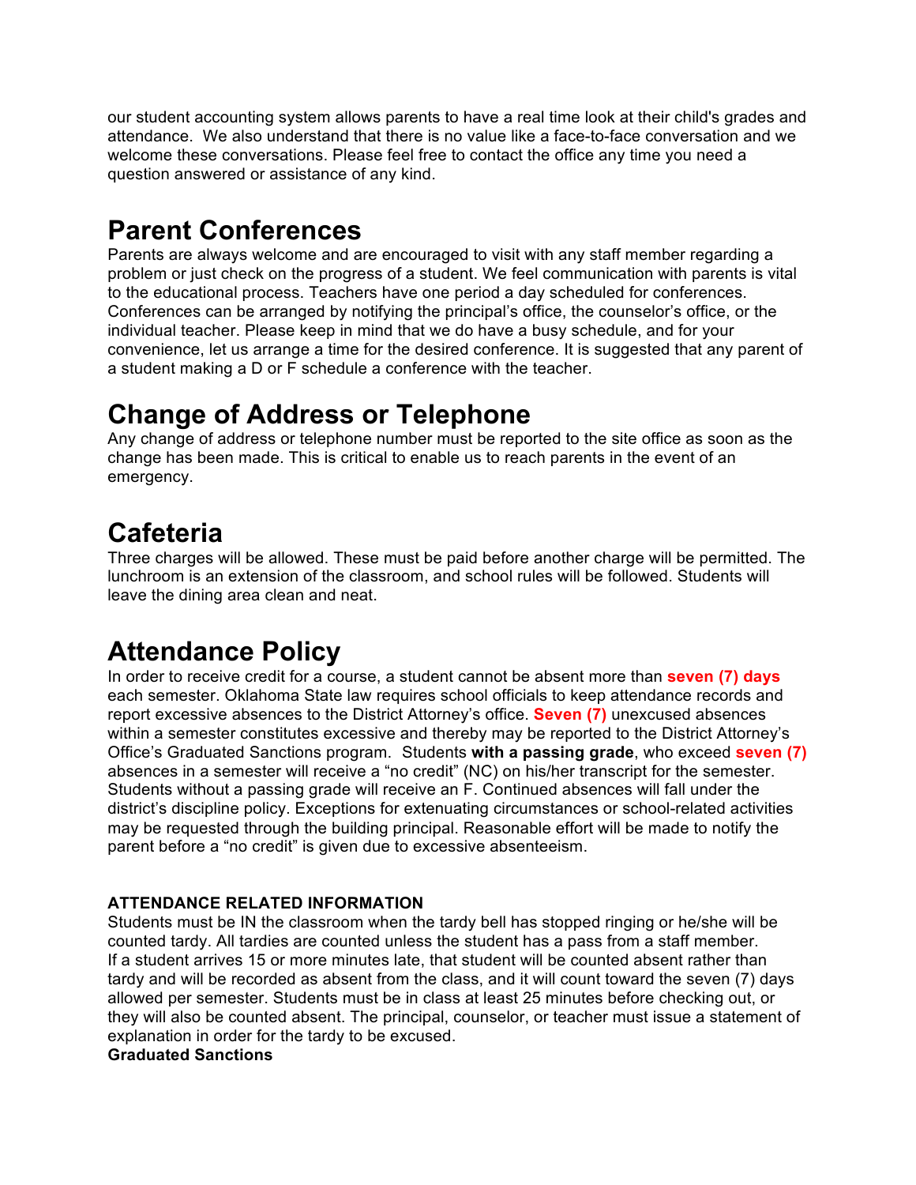our student accounting system allows parents to have a real time look at their child's grades and attendance. We also understand that there is no value like a face-to-face conversation and we welcome these conversations. Please feel free to contact the office any time you need a question answered or assistance of any kind.

# Parent Conferences

Parents are always welcome and are encouraged to visit with any staff member regarding a problem or just check on the progress of a student. We feel communication with parents is vital to the educational process. Teachers have one period a day scheduled for conferences. Conferences can be arranged by notifying the principal's office, the counselor's office, or the individual teacher. Please keep in mind that we do have a busy schedule, and for your convenience, let us arrange a time for the desired conference. It is suggested that any parent of a student making a D or F schedule a conference with the teacher.

# Change of Address or Telephone

Any change of address or telephone number must be reported to the site office as soon as the change has been made. This is critical to enable us to reach parents in the event of an emergency.

# Cafeteria

Three charges will be allowed. These must be paid before another charge will be permitted. The lunchroom is an extension of the classroom, and school rules will be followed. Students will leave the dining area clean and neat.

# Attendance Policy

In order to receive credit for a course, a student cannot be absent more than **seven (7) days** each semester. Oklahoma State law requires school officials to keep attendance records and report excessive absences to the District Attorney's office. **Seven (7)** unexcused absences within a semester constitutes excessive and thereby may be reported to the District Attorney's Office's Graduated Sanctions program. Students **with a passing grade**, who exceed **seven (7)** absences in a semester will receive a "no credit" (NC) on his/her transcript for the semester. Students without a passing grade will receive an F. Continued absences will fall under the district's discipline policy. Exceptions for extenuating circumstances or school-related activities may be requested through the building principal. Reasonable effort will be made to notify the parent before a "no credit" is given due to excessive absenteeism.

**ATTENDANCE RELATED INFORMATION**

Students must be IN the classroom when the tardy bell has stopped ringing or he/she will be counted tardy. All tardies are counted unless the student has a pass from a staff member. If a student arrives 15 or more minutes late, that student will be counted absent rather than tardy and will be recorded as absent from the class, and it will count toward the seven (7) days allowed per semester. Students must be in class at least 25 minutes before checking out, or they will also be counted absent. The principal, counselor, or teacher must issue a statement of explanation in order for the tardy to be excused.

**Graduated Sanctions**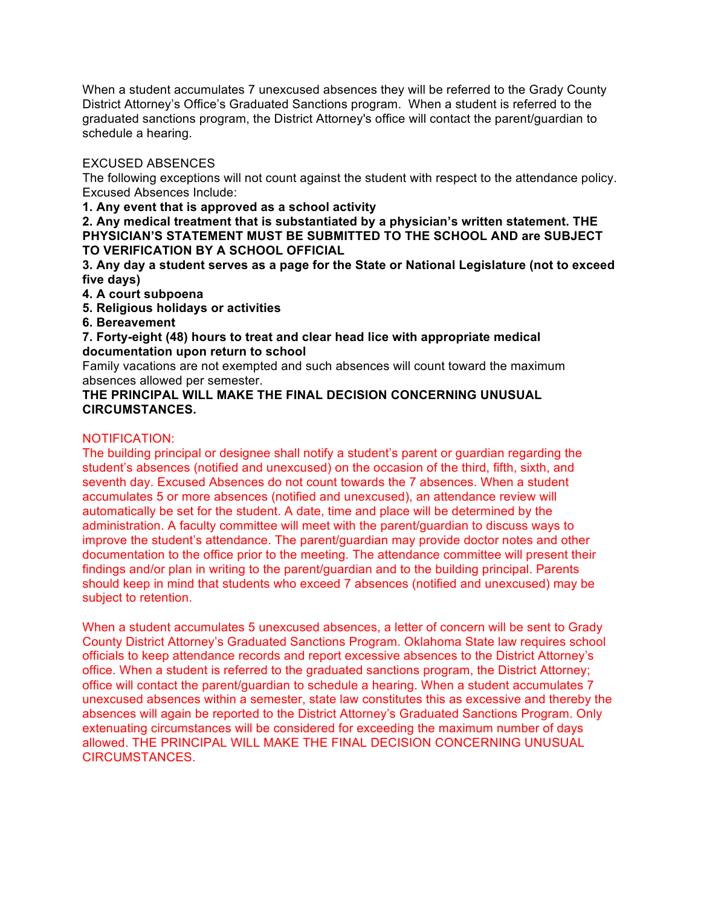When a student accumulates 7 unexcused absences they will be referred to the Grady County District Attorney's Office's Graduated Sanctions program. When a student is referred to the graduated sanctions program, the District Attorney's office will contact the parent/guardian to schedule a hearing.

EXCUSED ABSENCES

The following exceptions will not count against the student with respect to the attendance policy. Excused Absences Include:

**1. Any event that is approved as a school activity**

**2. Any medical treatment that is substantiated by a physician's written statement. THE PHYSICIAN'S STATEMENT MUST BE SUBMITTED TO THE SCHOOL AND are SUBJECT TO VERIFICATION BY A SCHOOL OFFICIAL**

**3. Any day a student serves as a page for the State or National Legislature (not to exceed five days)**

**4. A court subpoena**

**5. Religious holidays or activities**

**6. Bereavement**

**7. Forty-eight (48) hours to treat and clear head lice with appropriate medical documentation upon return to school**

Family vacations are not exempted and such absences will count toward the maximum absences allowed per semester.

**THE PRINCIPAL WILL MAKE THE FINAL DECISION CONCERNING UNUSUAL CIRCUMSTANCES.**

NOTIFICATION:

The building principal or designee shall notify a student's parent or guardian regarding the student's absences (notified and unexcused) on the occasion of the third, fifth, sixth, and seventh day. Excused Absences do not count towards the 7 absences. When a student accumulates 5 or more absences (notified and unexcused), an attendance review will automatically be set for the student. A date, time and place will be determined by the administration. A faculty committee will meet with the parent/guardian to discuss ways to improve the student's attendance. The parent/guardian may provide doctor notes and other documentation to the office prior to the meeting. The attendance committee will present their findings and/or plan in writing to the parent/guardian and to the building principal. Parents should keep in mind that students who exceed 7 absences (notified and unexcused) may be subject to retention.

When a student accumulates 5 unexcused absences, a letter of concern will be sent to Grady County District Attorney's Graduated Sanctions Program. Oklahoma State law requires school officials to keep attendance records and report excessive absences to the District Attorney's office. When a student is referred to the graduated sanctions program, the District Attorney; office will contact the parent/guardian to schedule a hearing. When a student accumulates 7 unexcused absences within a semester, state law constitutes this as excessive and thereby the absences will again be reported to the District Attorney's Graduated Sanctions Program. Only extenuating circumstances will be considered for exceeding the maximum number of days allowed. THE PRINCIPAL WILL MAKE THE FINAL DECISION CONCERNING UNUSUAL CIRCUMSTANCES.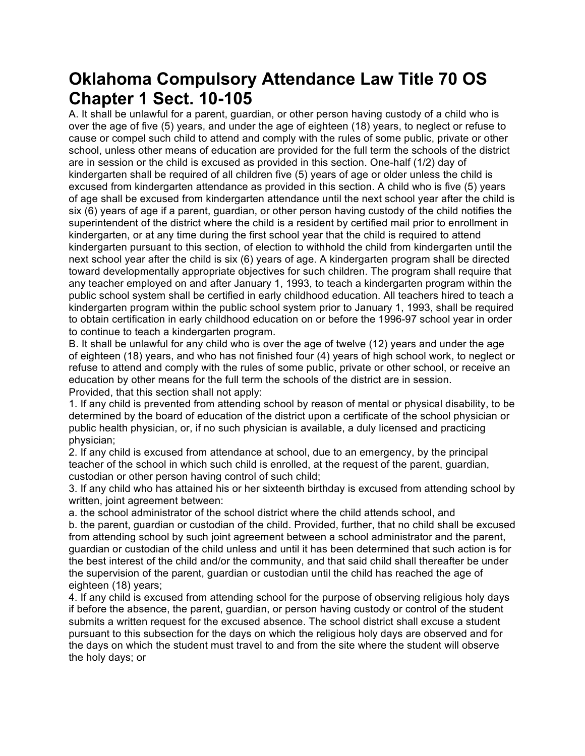# Oklahoma Compulsory Attendance Law Title 70 OS Chapter 1 Sect. 10-105

A. It shall be unlawful for a parent, guardian, or other person having custody of a child who is over the age of five (5) years, and under the age of eighteen (18) years, to neglect or refuse to cause or compel such child to attend and comply with the rules of some public, private or other school, unless other means of education are provided for the full term the schools of the district are in session or the child is excused as provided in this section. One-half (1/2) day of kindergarten shall be required of all children five (5) years of age or older unless the child is excused from kindergarten attendance as provided in this section. A child who is five (5) years of age shall be excused from kindergarten attendance until the next school year after the child is six (6) years of age if a parent, guardian, or other person having custody of the child notifies the superintendent of the district where the child is a resident by certified mail prior to enrollment in kindergarten, or at any time during the first school year that the child is required to attend kindergarten pursuant to this section, of election to withhold the child from kindergarten until the next school year after the child is six (6) years of age. A kindergarten program shall be directed toward developmentally appropriate objectives for such children. The program shall require that any teacher employed on and after January 1, 1993, to teach a kindergarten program within the public school system shall be certified in early childhood education. All teachers hired to teach a kindergarten program within the public school system prior to January 1, 1993, shall be required to obtain certification in early childhood education on or before the 1996-97 school year in order to continue to teach a kindergarten program.

B. It shall be unlawful for any child who is over the age of twelve (12) years and under the age of eighteen (18) years, and who has not finished four (4) years of high school work, to neglect or refuse to attend and comply with the rules of some public, private or other school, or receive an education by other means for the full term the schools of the district are in session.

Provided, that this section shall not apply:

1. If any child is prevented from attending school by reason of mental or physical disability, to be determined by the board of education of the district upon a certificate of the school physician or public health physician, or, if no such physician is available, a duly licensed and practicing physician;
2. If any child is excused from attendance at school, due to an emergency, by the principal teacher of the school in which such child is enrolled, at the request of the parent, guardian, custodian or other person having control of such child;
3. If any child who has attained his or her sixteenth birthday is excused from attending school by written, joint agreement between:
   a. the school administrator of the school district where the child attends school, and
   b. the parent, guardian or custodian of the child. Provided, further, that no child shall be excused from attending school by such joint agreement between a school administrator and the parent, guardian or custodian of the child unless and until it has been determined that such action is for the best interest of the child and/or the community, and that said child shall thereafter be under the supervision of the parent, guardian or custodian until the child has reached the age of eighteen (18) years;
4. If any child is excused from attending school for the purpose of observing religious holy days if before the absence, the parent, guardian, or person having custody or control of the student submits a written request for the excused absence. The school district shall excuse a student pursuant to this subsection for the days on which the religious holy days are observed and for the days on which the student must travel to and from the site where the student will observe the holy days; or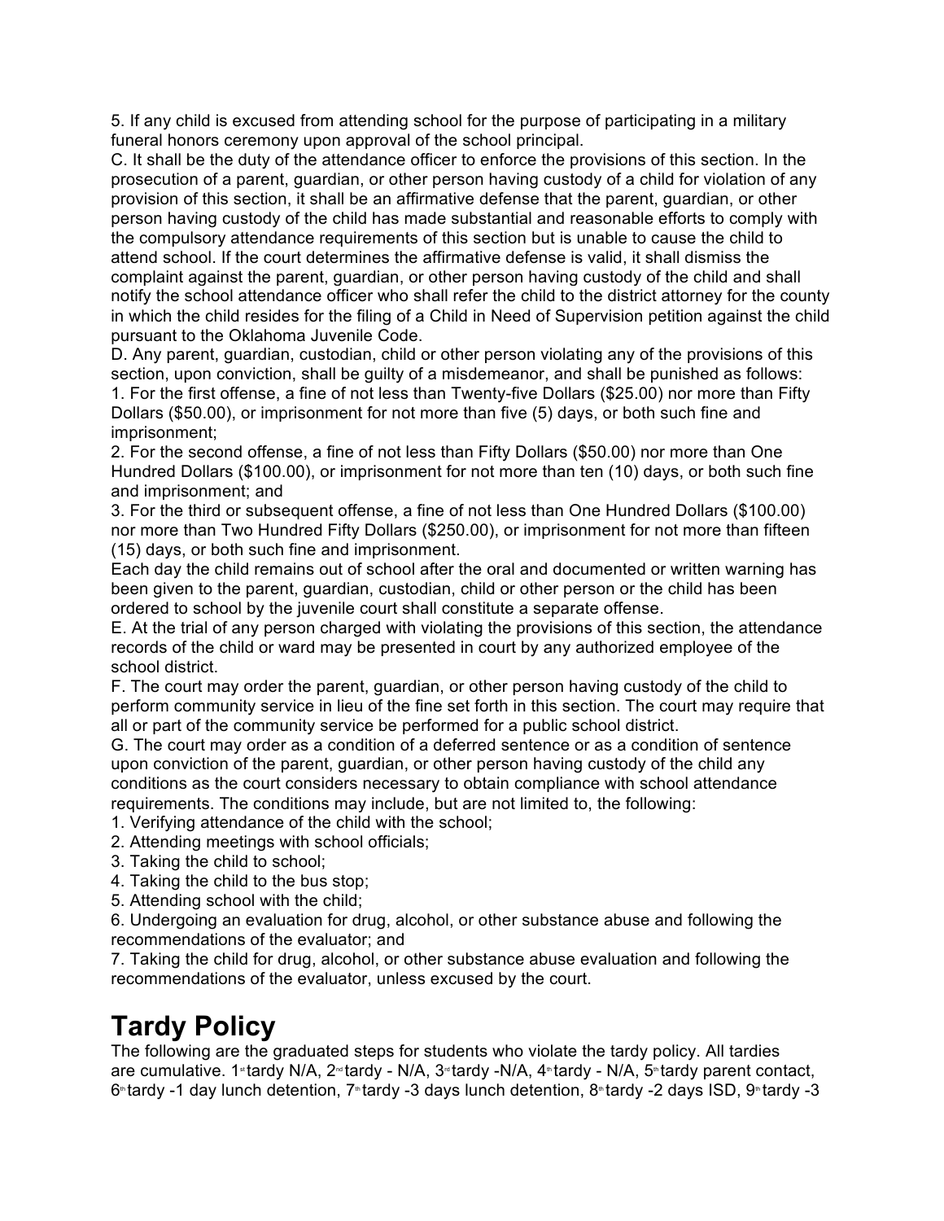5. If any child is excused from attending school for the purpose of participating in a military funeral honors ceremony upon approval of the school principal.

C. It shall be the duty of the attendance officer to enforce the provisions of this section. In the prosecution of a parent, guardian, or other person having custody of a child for violation of any provision of this section, it shall be an affirmative defense that the parent, guardian, or other person having custody of the child has made substantial and reasonable efforts to comply with the compulsory attendance requirements of this section but is unable to cause the child to attend school. If the court determines the affirmative defense is valid, it shall dismiss the complaint against the parent, guardian, or other person having custody of the child and shall notify the school attendance officer who shall refer the child to the district attorney for the county in which the child resides for the filing of a Child in Need of Supervision petition against the child pursuant to the Oklahoma Juvenile Code.

D. Any parent, guardian, custodian, child or other person violating any of the provisions of this section, upon conviction, shall be guilty of a misdemeanor, and shall be punished as follows:

1. For the first offense, a fine of not less than Twenty-five Dollars ($25.00) nor more than Fifty Dollars ($50.00), or imprisonment for not more than five (5) days, or both such fine and imprisonment;
2. For the second offense, a fine of not less than Fifty Dollars ($50.00) nor more than One Hundred Dollars ($100.00), or imprisonment for not more than ten (10) days, or both such fine and imprisonment; and
3. For the third or subsequent offense, a fine of not less than One Hundred Dollars ($100.00) nor more than Two Hundred Fifty Dollars ($250.00), or imprisonment for not more than fifteen (15) days, or both such fine and imprisonment.

Each day the child remains out of school after the oral and documented or written warning has been given to the parent, guardian, custodian, child or other person or the child has been ordered to school by the juvenile court shall constitute a separate offense.

E. At the trial of any person charged with violating the provisions of this section, the attendance records of the child or ward may be presented in court by any authorized employee of the school district.

F. The court may order the parent, guardian, or other person having custody of the child to perform community service in lieu of the fine set forth in this section. The court may require that all or part of the community service be performed for a public school district.

G. The court may order as a condition of a deferred sentence or as a condition of sentence upon conviction of the parent, guardian, or other person having custody of the child any conditions as the court considers necessary to obtain compliance with school attendance requirements. The conditions may include, but are not limited to, the following:

1. Verifying attendance of the child with the school;
2. Attending meetings with school officials;
3. Taking the child to school;
4. Taking the child to the bus stop;
5. Attending school with the child;
6. Undergoing an evaluation for drug, alcohol, or other substance abuse and following the recommendations of the evaluator; and
7. Taking the child for drug, alcohol, or other substance abuse evaluation and following the recommendations of the evaluator, unless excused by the court.

# Tardy Policy

The following are the graduated steps for students who violate the tardy policy. All tardies are cumulative. 1st tardy N/A, 2nd tardy - N/A, 3rd tardy -N/A, 4th tardy - N/A, 5th tardy parent contact, 6th tardy -1 day lunch detention, 7th tardy -3 days lunch detention, 8th tardy -2 days ISD, 9th tardy -3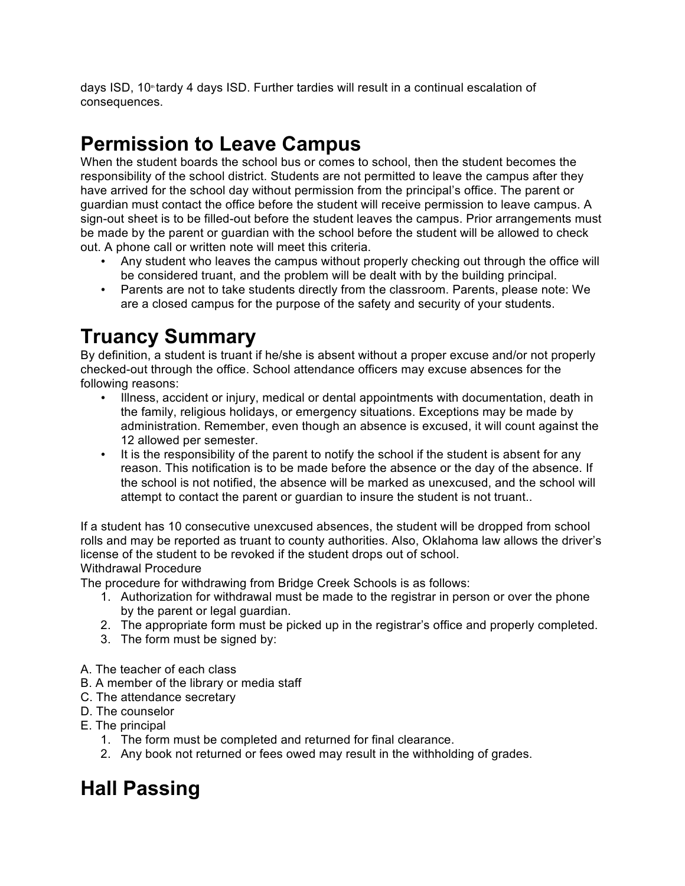days ISD, 10th tardy 4 days ISD. Further tardies will result in a continual escalation of consequences.

# Permission to Leave Campus

When the student boards the school bus or comes to school, then the student becomes the responsibility of the school district. Students are not permitted to leave the campus after they have arrived for the school day without permission from the principal's office. The parent or guardian must contact the office before the student will receive permission to leave campus. A sign-out sheet is to be filled-out before the student leaves the campus. Prior arrangements must be made by the parent or guardian with the school before the student will be allowed to check out. A phone call or written note will meet this criteria.

- Any student who leaves the campus without properly checking out through the office will be considered truant, and the problem will be dealt with by the building principal.
- Parents are not to take students directly from the classroom. Parents, please note: We are a closed campus for the purpose of the safety and security of your students.

# Truancy Summary

By definition, a student is truant if he/she is absent without a proper excuse and/or not properly checked-out through the office. School attendance officers may excuse absences for the following reasons:

- Illness, accident or injury, medical or dental appointments with documentation, death in the family, religious holidays, or emergency situations. Exceptions may be made by administration. Remember, even though an absence is excused, it will count against the 12 allowed per semester.
- It is the responsibility of the parent to notify the school if the student is absent for any reason. This notification is to be made before the absence or the day of the absence. If the school is not notified, the absence will be marked as unexcused, and the school will attempt to contact the parent or guardian to insure the student is not truant..

If a student has 10 consecutive unexcused absences, the student will be dropped from school rolls and may be reported as truant to county authorities. Also, Oklahoma law allows the driver's license of the student to be revoked if the student drops out of school.

Withdrawal Procedure

The procedure for withdrawing from Bridge Creek Schools is as follows:

1. Authorization for withdrawal must be made to the registrar in person or over the phone by the parent or legal guardian.
2. The appropriate form must be picked up in the registrar's office and properly completed.
3. The form must be signed by:

A. The teacher of each class
B. A member of the library or media staff
C. The attendance secretary
D. The counselor
E. The principal

1. The form must be completed and returned for final clearance.
2. Any book not returned or fees owed may result in the withholding of grades.

# Hall Passing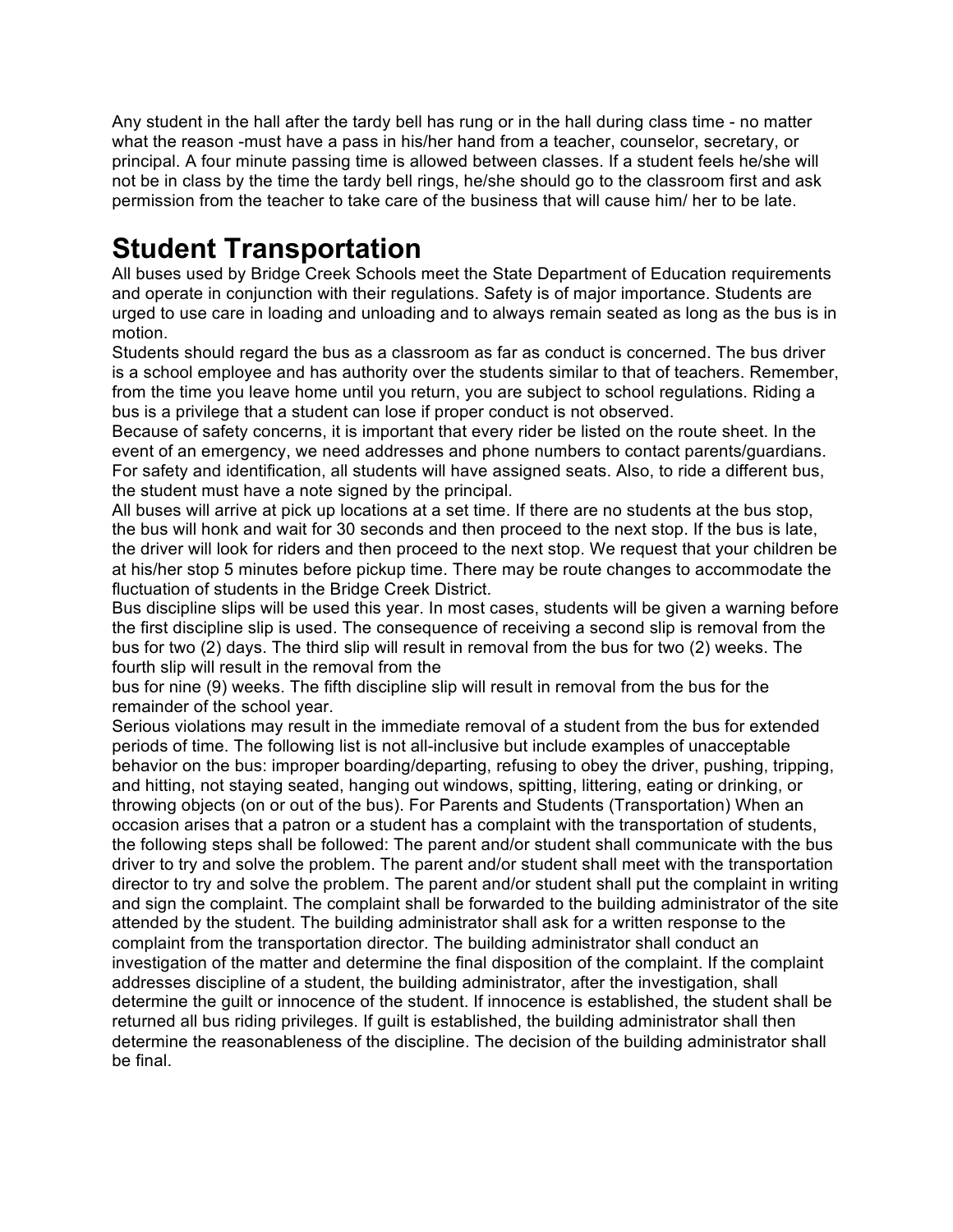Any student in the hall after the tardy bell has rung or in the hall during class time - no matter what the reason -must have a pass in his/her hand from a teacher, counselor, secretary, or principal. A four minute passing time is allowed between classes. If a student feels he/she will not be in class by the time the tardy bell rings, he/she should go to the classroom first and ask permission from the teacher to take care of the business that will cause him/ her to be late.

# Student Transportation

All buses used by Bridge Creek Schools meet the State Department of Education requirements and operate in conjunction with their regulations. Safety is of major importance. Students are urged to use care in loading and unloading and to always remain seated as long as the bus is in motion.

Students should regard the bus as a classroom as far as conduct is concerned. The bus driver is a school employee and has authority over the students similar to that of teachers. Remember, from the time you leave home until you return, you are subject to school regulations. Riding a bus is a privilege that a student can lose if proper conduct is not observed.

Because of safety concerns, it is important that every rider be listed on the route sheet. In the event of an emergency, we need addresses and phone numbers to contact parents/guardians. For safety and identification, all students will have assigned seats. Also, to ride a different bus, the student must have a note signed by the principal.

All buses will arrive at pick up locations at a set time. If there are no students at the bus stop, the bus will honk and wait for 30 seconds and then proceed to the next stop. If the bus is late, the driver will look for riders and then proceed to the next stop. We request that your children be at his/her stop 5 minutes before pickup time. There may be route changes to accommodate the fluctuation of students in the Bridge Creek District.

Bus discipline slips will be used this year. In most cases, students will be given a warning before the first discipline slip is used. The consequence of receiving a second slip is removal from the bus for two (2) days. The third slip will result in removal from the bus for two (2) weeks. The fourth slip will result in the removal from the bus for nine (9) weeks. The fifth discipline slip will result in removal from the bus for the remainder of the school year.

Serious violations may result in the immediate removal of a student from the bus for extended periods of time. The following list is not all-inclusive but include examples of unacceptable behavior on the bus: improper boarding/departing, refusing to obey the driver, pushing, tripping, and hitting, not staying seated, hanging out windows, spitting, littering, eating or drinking, or throwing objects (on or out of the bus). For Parents and Students (Transportation) When an occasion arises that a patron or a student has a complaint with the transportation of students, the following steps shall be followed: The parent and/or student shall communicate with the bus driver to try and solve the problem. The parent and/or student shall meet with the transportation director to try and solve the problem. The parent and/or student shall put the complaint in writing and sign the complaint. The complaint shall be forwarded to the building administrator of the site attended by the student. The building administrator shall ask for a written response to the complaint from the transportation director. The building administrator shall conduct an investigation of the matter and determine the final disposition of the complaint. If the complaint addresses discipline of a student, the building administrator, after the investigation, shall determine the guilt or innocence of the student. If innocence is established, the student shall be returned all bus riding privileges. If guilt is established, the building administrator shall then determine the reasonableness of the discipline. The decision of the building administrator shall be final.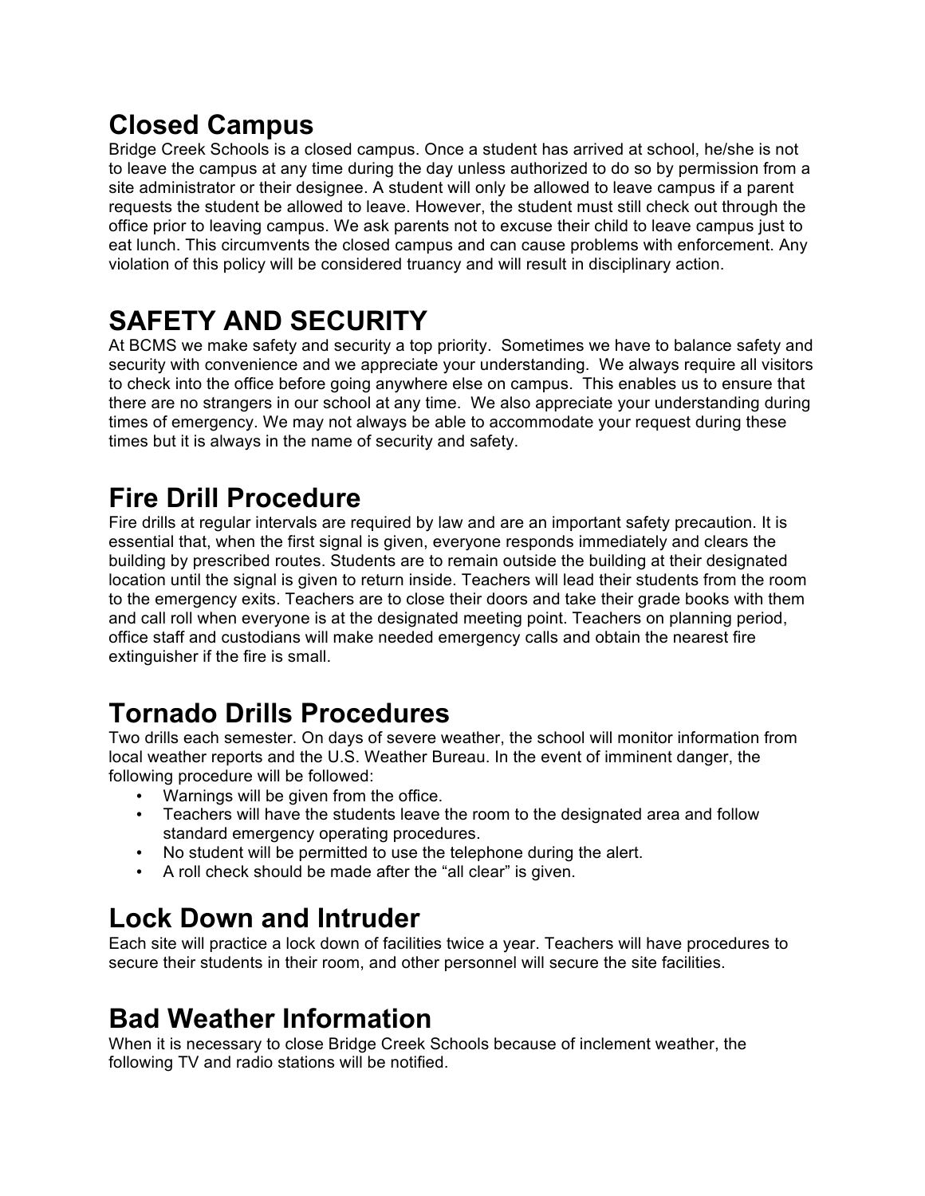## Closed Campus

Bridge Creek Schools is a closed campus. Once a student has arrived at school, he/she is not to leave the campus at any time during the day unless authorized to do so by permission from a site administrator or their designee. A student will only be allowed to leave campus if a parent requests the student be allowed to leave. However, the student must still check out through the office prior to leaving campus. We ask parents not to excuse their child to leave campus just to eat lunch. This circumvents the closed campus and can cause problems with enforcement. Any violation of this policy will be considered truancy and will result in disciplinary action.

## SAFETY AND SECURITY

At BCMS we make safety and security a top priority. Sometimes we have to balance safety and security with convenience and we appreciate your understanding. We always require all visitors to check into the office before going anywhere else on campus. This enables us to ensure that there are no strangers in our school at any time. We also appreciate your understanding during times of emergency. We may not always be able to accommodate your request during these times but it is always in the name of security and safety.

## Fire Drill Procedure

Fire drills at regular intervals are required by law and are an important safety precaution. It is essential that, when the first signal is given, everyone responds immediately and clears the building by prescribed routes. Students are to remain outside the building at their designated location until the signal is given to return inside. Teachers will lead their students from the room to the emergency exits. Teachers are to close their doors and take their grade books with them and call roll when everyone is at the designated meeting point. Teachers on planning period, office staff and custodians will make needed emergency calls and obtain the nearest fire extinguisher if the fire is small.

## Tornado Drills Procedures

Two drills each semester. On days of severe weather, the school will monitor information from local weather reports and the U.S. Weather Bureau. In the event of imminent danger, the following procedure will be followed:

- Warnings will be given from the office.
- Teachers will have the students leave the room to the designated area and follow standard emergency operating procedures.
- No student will be permitted to use the telephone during the alert.
- A roll check should be made after the "all clear" is given.

## Lock Down and Intruder

Each site will practice a lock down of facilities twice a year. Teachers will have procedures to secure their students in their room, and other personnel will secure the site facilities.

## Bad Weather Information

When it is necessary to close Bridge Creek Schools because of inclement weather, the following TV and radio stations will be notified.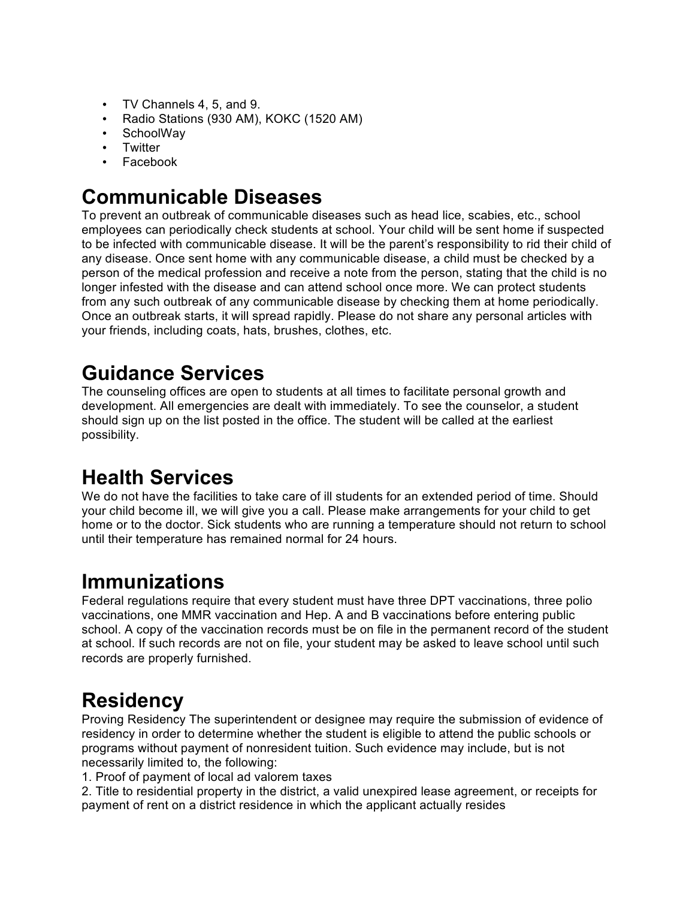- TV Channels 4, 5, and 9.
- Radio Stations (930 AM), KOKC (1520 AM)
- SchoolWay
- Twitter
- Facebook

# Communicable Diseases

To prevent an outbreak of communicable diseases such as head lice, scabies, etc., school employees can periodically check students at school. Your child will be sent home if suspected to be infected with communicable disease. It will be the parent's responsibility to rid their child of any disease. Once sent home with any communicable disease, a child must be checked by a person of the medical profession and receive a note from the person, stating that the child is no longer infested with the disease and can attend school once more. We can protect students from any such outbreak of any communicable disease by checking them at home periodically. Once an outbreak starts, it will spread rapidly. Please do not share any personal articles with your friends, including coats, hats, brushes, clothes, etc.

# Guidance Services

The counseling offices are open to students at all times to facilitate personal growth and development. All emergencies are dealt with immediately. To see the counselor, a student should sign up on the list posted in the office. The student will be called at the earliest possibility.

# Health Services

We do not have the facilities to take care of ill students for an extended period of time. Should your child become ill, we will give you a call. Please make arrangements for your child to get home or to the doctor. Sick students who are running a temperature should not return to school until their temperature has remained normal for 24 hours.

# Immunizations

Federal regulations require that every student must have three DPT vaccinations, three polio vaccinations, one MMR vaccination and Hep. A and B vaccinations before entering public school. A copy of the vaccination records must be on file in the permanent record of the student at school. If such records are not on file, your student may be asked to leave school until such records are properly furnished.

# Residency

Proving Residency The superintendent or designee may require the submission of evidence of residency in order to determine whether the student is eligible to attend the public schools or programs without payment of nonresident tuition. Such evidence may include, but is not necessarily limited to, the following:

1. Proof of payment of local ad valorem taxes
2. Title to residential property in the district, a valid unexpired lease agreement, or receipts for payment of rent on a district residence in which the applicant actually resides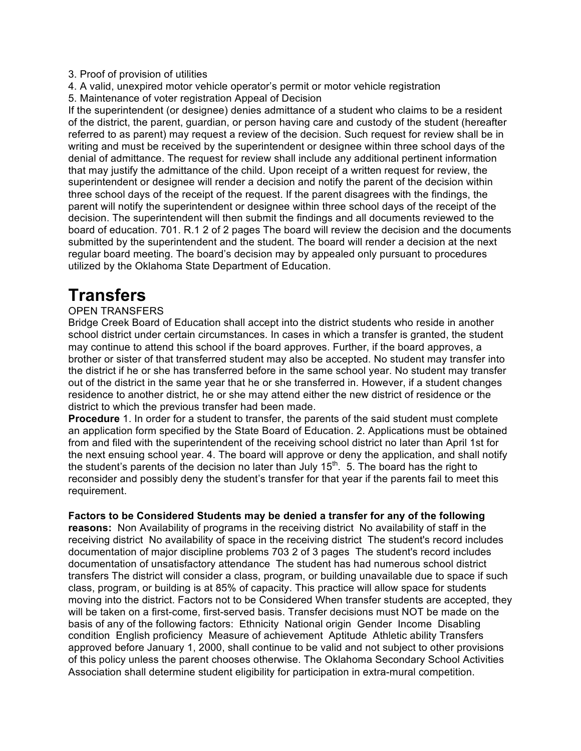3. Proof of provision of utilities
4. A valid, unexpired motor vehicle operator's permit or motor vehicle registration
5. Maintenance of voter registration Appeal of Decision

If the superintendent (or designee) denies admittance of a student who claims to be a resident of the district, the parent, guardian, or person having care and custody of the student (hereafter referred to as parent) may request a review of the decision. Such request for review shall be in writing and must be received by the superintendent or designee within three school days of the denial of admittance. The request for review shall include any additional pertinent information that may justify the admittance of the child. Upon receipt of a written request for review, the superintendent or designee will render a decision and notify the parent of the decision within three school days of the receipt of the request. If the parent disagrees with the findings, the parent will notify the superintendent or designee within three school days of the receipt of the decision. The superintendent will then submit the findings and all documents reviewed to the board of education. 701. R.1 2 of 2 pages The board will review the decision and the documents submitted by the superintendent and the student. The board will render a decision at the next regular board meeting. The board's decision may by appealed only pursuant to procedures utilized by the Oklahoma State Department of Education.

# Transfers

OPEN TRANSFERS

Bridge Creek Board of Education shall accept into the district students who reside in another school district under certain circumstances. In cases in which a transfer is granted, the student may continue to attend this school if the board approves. Further, if the board approves, a brother or sister of that transferred student may also be accepted. No student may transfer into the district if he or she has transferred before in the same school year. No student may transfer out of the district in the same year that he or she transferred in. However, if a student changes residence to another district, he or she may attend either the new district of residence or the district to which the previous transfer had been made.

**Procedure** 1. In order for a student to transfer, the parents of the said student must complete an application form specified by the State Board of Education. 2. Applications must be obtained from and filed with the superintendent of the receiving school district no later than April 1st for the next ensuing school year. 4. The board will approve or deny the application, and shall notify the student's parents of the decision no later than July 15th. 5. The board has the right to reconsider and possibly deny the student's transfer for that year if the parents fail to meet this requirement.

**Factors to be Considered Students may be denied a transfer for any of the following reasons:** Non Availability of programs in the receiving district No availability of staff in the receiving district No availability of space in the receiving district The student's record includes documentation of major discipline problems 703 2 of 3 pages The student's record includes documentation of unsatisfactory attendance The student has had numerous school district transfers The district will consider a class, program, or building unavailable due to space if such class, program, or building is at 85% of capacity. This practice will allow space for students moving into the district. Factors not to be Considered When transfer students are accepted, they will be taken on a first-come, first-served basis. Transfer decisions must NOT be made on the basis of any of the following factors: Ethnicity National origin Gender Income Disabling condition English proficiency Measure of achievement Aptitude Athletic ability Transfers approved before January 1, 2000, shall continue to be valid and not subject to other provisions of this policy unless the parent chooses otherwise. The Oklahoma Secondary School Activities Association shall determine student eligibility for participation in extra-mural competition.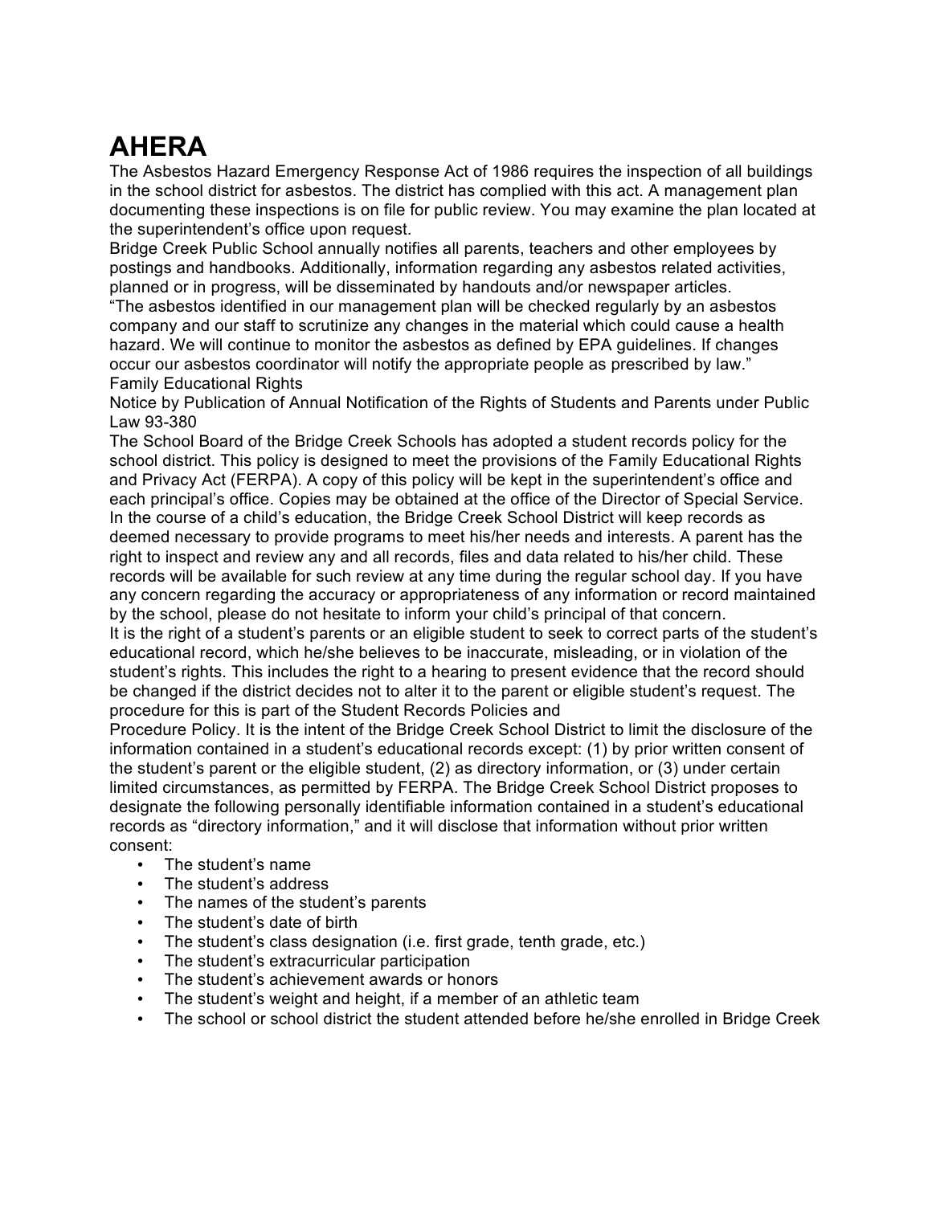# AHERA

The Asbestos Hazard Emergency Response Act of 1986 requires the inspection of all buildings in the school district for asbestos. The district has complied with this act. A management plan documenting these inspections is on file for public review. You may examine the plan located at the superintendent's office upon request.

Bridge Creek Public School annually notifies all parents, teachers and other employees by postings and handbooks. Additionally, information regarding any asbestos related activities, planned or in progress, will be disseminated by handouts and/or newspaper articles.

"The asbestos identified in our management plan will be checked regularly by an asbestos company and our staff to scrutinize any changes in the material which could cause a health hazard. We will continue to monitor the asbestos as defined by EPA guidelines. If changes occur our asbestos coordinator will notify the appropriate people as prescribed by law."

Family Educational Rights

Notice by Publication of Annual Notification of the Rights of Students and Parents under Public Law 93-380

The School Board of the Bridge Creek Schools has adopted a student records policy for the school district. This policy is designed to meet the provisions of the Family Educational Rights and Privacy Act (FERPA). A copy of this policy will be kept in the superintendent's office and each principal's office. Copies may be obtained at the office of the Director of Special Service.

In the course of a child's education, the Bridge Creek School District will keep records as deemed necessary to provide programs to meet his/her needs and interests. A parent has the right to inspect and review any and all records, files and data related to his/her child. These records will be available for such review at any time during the regular school day. If you have any concern regarding the accuracy or appropriateness of any information or record maintained by the school, please do not hesitate to inform your child's principal of that concern.

It is the right of a student's parents or an eligible student to seek to correct parts of the student's educational record, which he/she believes to be inaccurate, misleading, or in violation of the student's rights. This includes the right to a hearing to present evidence that the record should be changed if the district decides not to alter it to the parent or eligible student's request. The procedure for this is part of the Student Records Policies and

Procedure Policy. It is the intent of the Bridge Creek School District to limit the disclosure of the information contained in a student's educational records except: (1) by prior written consent of the student's parent or the eligible student, (2) as directory information, or (3) under certain limited circumstances, as permitted by FERPA. The Bridge Creek School District proposes to designate the following personally identifiable information contained in a student's educational records as "directory information," and it will disclose that information without prior written consent:

- The student's name
- The student's address
- The names of the student's parents
- The student's date of birth
- The student's class designation (i.e. first grade, tenth grade, etc.)
- The student's extracurricular participation
- The student's achievement awards or honors
- The student's weight and height, if a member of an athletic team
- The school or school district the student attended before he/she enrolled in Bridge Creek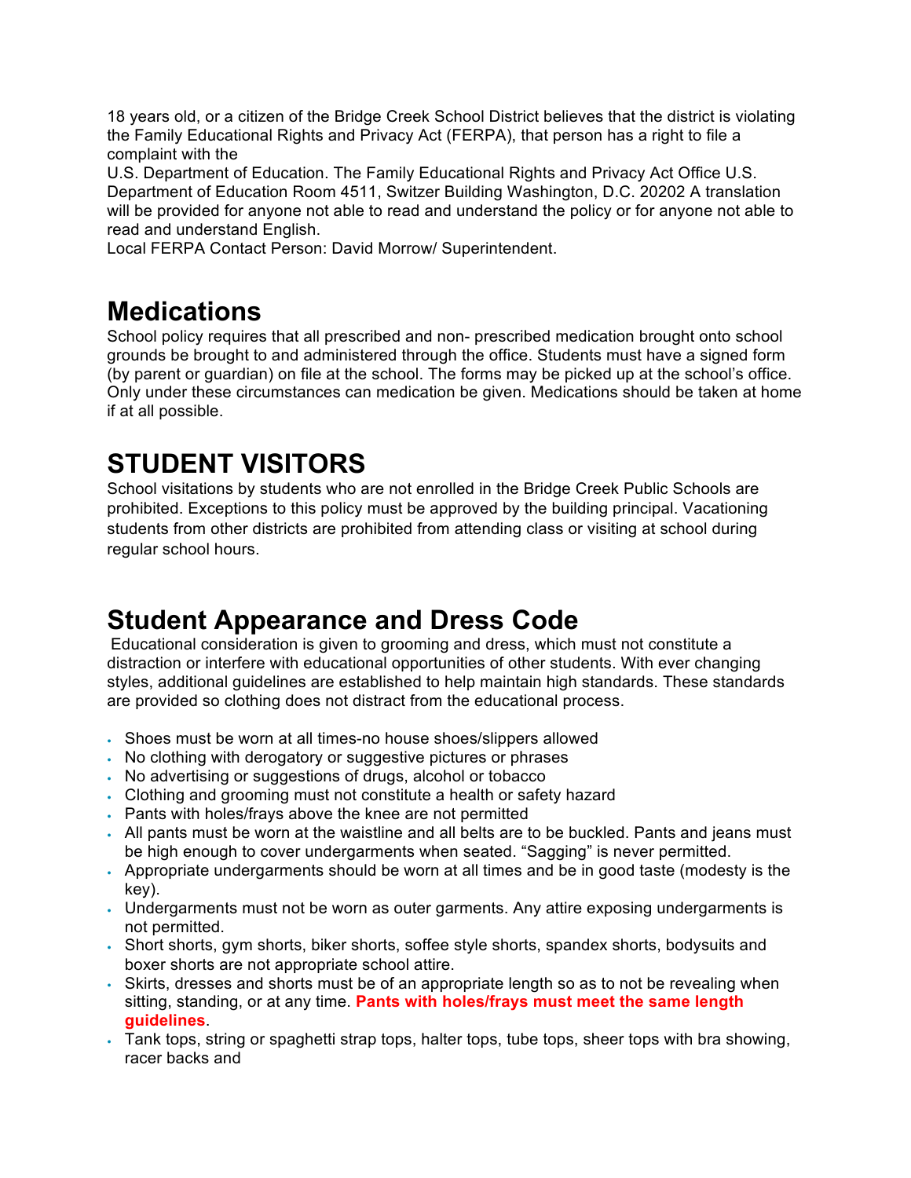18 years old, or a citizen of the Bridge Creek School District believes that the district is violating the Family Educational Rights and Privacy Act (FERPA), that person has a right to file a complaint with the
U.S. Department of Education. The Family Educational Rights and Privacy Act Office U.S. Department of Education Room 4511, Switzer Building Washington, D.C. 20202 A translation will be provided for anyone not able to read and understand the policy or for anyone not able to read and understand English.
Local FERPA Contact Person: David Morrow/ Superintendent.

# Medications

School policy requires that all prescribed and non- prescribed medication brought onto school grounds be brought to and administered through the office. Students must have a signed form (by parent or guardian) on file at the school. The forms may be picked up at the school's office. Only under these circumstances can medication be given. Medications should be taken at home if at all possible.

# STUDENT VISITORS

School visitations by students who are not enrolled in the Bridge Creek Public Schools are prohibited. Exceptions to this policy must be approved by the building principal. Vacationing students from other districts are prohibited from attending class or visiting at school during regular school hours.

# Student Appearance and Dress Code

Educational consideration is given to grooming and dress, which must not constitute a distraction or interfere with educational opportunities of other students. With ever changing styles, additional guidelines are established to help maintain high standards. These standards are provided so clothing does not distract from the educational process.

- Shoes must be worn at all times-no house shoes/slippers allowed
- No clothing with derogatory or suggestive pictures or phrases
- No advertising or suggestions of drugs, alcohol or tobacco
- Clothing and grooming must not constitute a health or safety hazard
- Pants with holes/frays above the knee are not permitted
- All pants must be worn at the waistline and all belts are to be buckled. Pants and jeans must be high enough to cover undergarments when seated. "Sagging" is never permitted.
- Appropriate undergarments should be worn at all times and be in good taste (modesty is the key).
- Undergarments must not be worn as outer garments. Any attire exposing undergarments is not permitted.
- Short shorts, gym shorts, biker shorts, soffee style shorts, spandex shorts, bodysuits and boxer shorts are not appropriate school attire.
- Skirts, dresses and shorts must be of an appropriate length so as to not be revealing when sitting, standing, or at any time. **Pants with holes/frays must meet the same length guidelines**.
- Tank tops, string or spaghetti strap tops, halter tops, tube tops, sheer tops with bra showing, racer backs and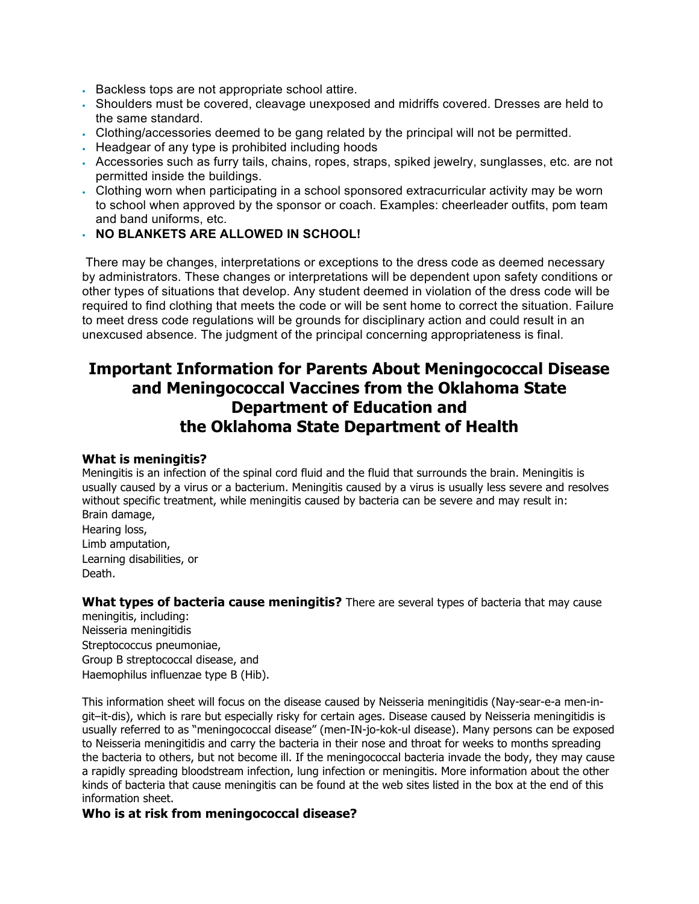- Backless tops are not appropriate school attire.
- Shoulders must be covered, cleavage unexposed and midriffs covered. Dresses are held to the same standard.
- Clothing/accessories deemed to be gang related by the principal will not be permitted.
- Headgear of any type is prohibited including hoods
- Accessories such as furry tails, chains, ropes, straps, spiked jewelry, sunglasses, etc. are not permitted inside the buildings.
- Clothing worn when participating in a school sponsored extracurricular activity may be worn to school when approved by the sponsor or coach. Examples: cheerleader outfits, pom team and band uniforms, etc.
- **NO BLANKETS ARE ALLOWED IN SCHOOL!**

There may be changes, interpretations or exceptions to the dress code as deemed necessary by administrators. These changes or interpretations will be dependent upon safety conditions or other types of situations that develop. Any student deemed in violation of the dress code will be required to find clothing that meets the code or will be sent home to correct the situation. Failure to meet dress code regulations will be grounds for disciplinary action and could result in an unexcused absence. The judgment of the principal concerning appropriateness is final.

## Important Information for Parents About Meningococcal Disease and Meningococcal Vaccines from the Oklahoma State Department of Education and the Oklahoma State Department of Health

**What is meningitis?**
Meningitis is an infection of the spinal cord fluid and the fluid that surrounds the brain. Meningitis is usually caused by a virus or a bacterium. Meningitis caused by a virus is usually less severe and resolves without specific treatment, while meningitis caused by bacteria can be severe and may result in:
Brain damage,
Hearing loss,
Limb amputation,
Learning disabilities, or
Death.

**What types of bacteria cause meningitis?** There are several types of bacteria that may cause meningitis, including:
Neisseria meningitidis
Streptococcus pneumoniae,
Group B streptococcal disease, and
Haemophilus influenzae type B (Hib).

This information sheet will focus on the disease caused by Neisseria meningitidis (Nay-sear-e-a men-in-git–it-dis), which is rare but especially risky for certain ages. Disease caused by Neisseria meningitidis is usually referred to as "meningococcal disease" (men-IN-jo-kok-ul disease). Many persons can be exposed to Neisseria meningitidis and carry the bacteria in their nose and throat for weeks to months spreading the bacteria to others, but not become ill. If the meningococcal bacteria invade the body, they may cause a rapidly spreading bloodstream infection, lung infection or meningitis. More information about the other kinds of bacteria that cause meningitis can be found at the web sites listed in the box at the end of this information sheet.

**Who is at risk from meningococcal disease?**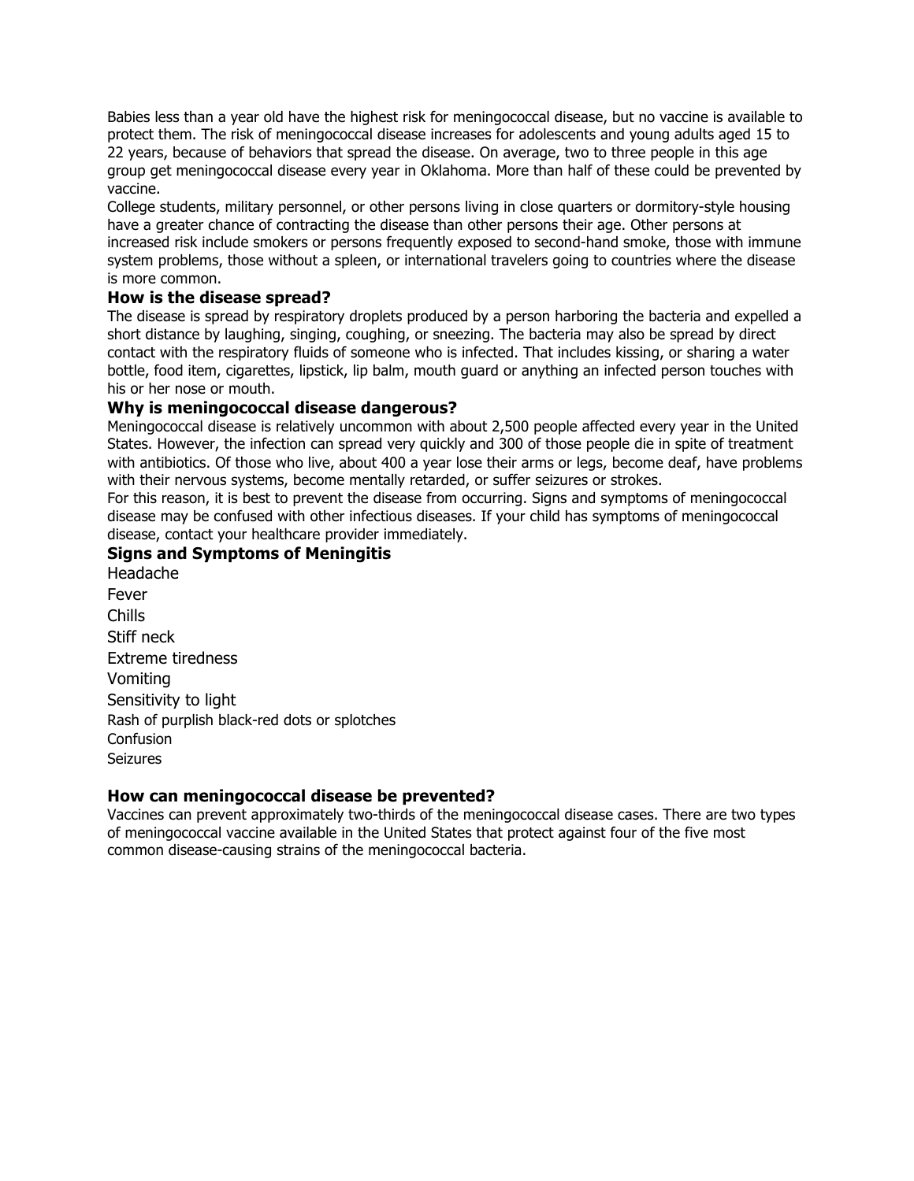Babies less than a year old have the highest risk for meningococcal disease, but no vaccine is available to protect them. The risk of meningococcal disease increases for adolescents and young adults aged 15 to 22 years, because of behaviors that spread the disease. On average, two to three people in this age group get meningococcal disease every year in Oklahoma. More than half of these could be prevented by vaccine.

College students, military personnel, or other persons living in close quarters or dormitory-style housing have a greater chance of contracting the disease than other persons their age. Other persons at increased risk include smokers or persons frequently exposed to second-hand smoke, those with immune system problems, those without a spleen, or international travelers going to countries where the disease is more common.

### How is the disease spread?

The disease is spread by respiratory droplets produced by a person harboring the bacteria and expelled a short distance by laughing, singing, coughing, or sneezing. The bacteria may also be spread by direct contact with the respiratory fluids of someone who is infected. That includes kissing, or sharing a water bottle, food item, cigarettes, lipstick, lip balm, mouth guard or anything an infected person touches with his or her nose or mouth.

### Why is meningococcal disease dangerous?

Meningococcal disease is relatively uncommon with about 2,500 people affected every year in the United States. However, the infection can spread very quickly and 300 of those people die in spite of treatment with antibiotics. Of those who live, about 400 a year lose their arms or legs, become deaf, have problems with their nervous systems, become mentally retarded, or suffer seizures or strokes.

For this reason, it is best to prevent the disease from occurring. Signs and symptoms of meningococcal disease may be confused with other infectious diseases. If your child has symptoms of meningococcal disease, contact your healthcare provider immediately.

### Signs and Symptoms of Meningitis

Headache
Fever
Chills
Stiff neck
Extreme tiredness
Vomiting
Sensitivity to light
Rash of purplish black-red dots or splotches
Confusion
Seizures

### How can meningococcal disease be prevented?

Vaccines can prevent approximately two-thirds of the meningococcal disease cases. There are two types of meningococcal vaccine available in the United States that protect against four of the five most common disease-causing strains of the meningococcal bacteria.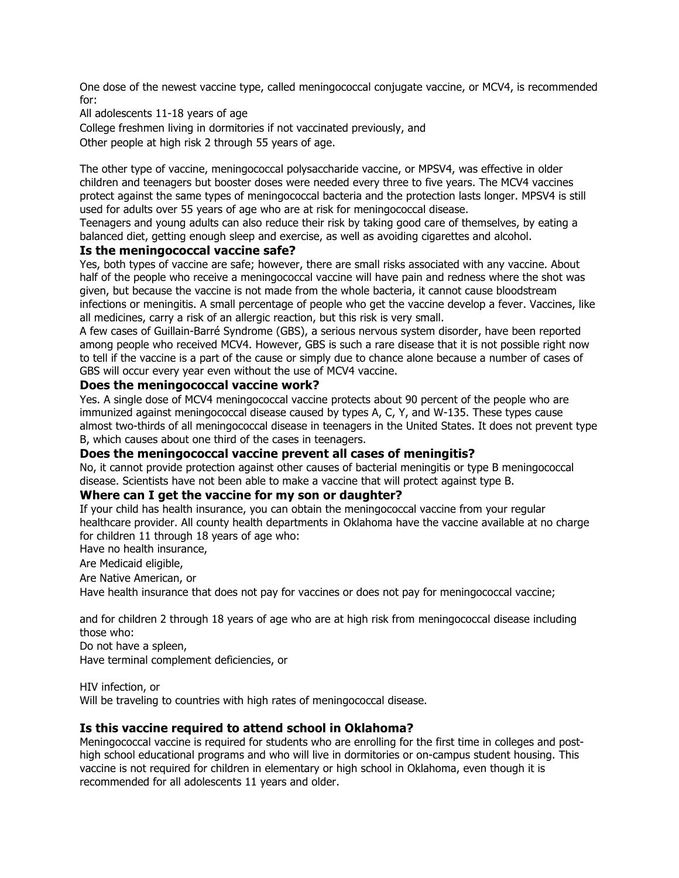One dose of the newest vaccine type, called meningococcal conjugate vaccine, or MCV4, is recommended for:

All adolescents 11-18 years of age

College freshmen living in dormitories if not vaccinated previously, and

Other people at high risk 2 through 55 years of age.

The other type of vaccine, meningococcal polysaccharide vaccine, or MPSV4, was effective in older children and teenagers but booster doses were needed every three to five years. The MCV4 vaccines protect against the same types of meningococcal bacteria and the protection lasts longer. MPSV4 is still used for adults over 55 years of age who are at risk for meningococcal disease.

Teenagers and young adults can also reduce their risk by taking good care of themselves, by eating a balanced diet, getting enough sleep and exercise, as well as avoiding cigarettes and alcohol.

### Is the meningococcal vaccine safe?

Yes, both types of vaccine are safe; however, there are small risks associated with any vaccine. About half of the people who receive a meningococcal vaccine will have pain and redness where the shot was given, but because the vaccine is not made from the whole bacteria, it cannot cause bloodstream infections or meningitis. A small percentage of people who get the vaccine develop a fever. Vaccines, like all medicines, carry a risk of an allergic reaction, but this risk is very small.

A few cases of Guillain-Barré Syndrome (GBS), a serious nervous system disorder, have been reported among people who received MCV4. However, GBS is such a rare disease that it is not possible right now to tell if the vaccine is a part of the cause or simply due to chance alone because a number of cases of GBS will occur every year even without the use of MCV4 vaccine.

### Does the meningococcal vaccine work?

Yes. A single dose of MCV4 meningococcal vaccine protects about 90 percent of the people who are immunized against meningococcal disease caused by types A, C, Y, and W-135. These types cause almost two-thirds of all meningococcal disease in teenagers in the United States. It does not prevent type B, which causes about one third of the cases in teenagers.

### Does the meningococcal vaccine prevent all cases of meningitis?

No, it cannot provide protection against other causes of bacterial meningitis or type B meningococcal disease. Scientists have not been able to make a vaccine that will protect against type B.

### Where can I get the vaccine for my son or daughter?

If your child has health insurance, you can obtain the meningococcal vaccine from your regular healthcare provider. All county health departments in Oklahoma have the vaccine available at no charge for children 11 through 18 years of age who:

Have no health insurance,

Are Medicaid eligible,

Are Native American, or

Have health insurance that does not pay for vaccines or does not pay for meningococcal vaccine;

and for children 2 through 18 years of age who are at high risk from meningococcal disease including those who:

Do not have a spleen,

Have terminal complement deficiencies, or

HIV infection, or

Will be traveling to countries with high rates of meningococcal disease.

### Is this vaccine required to attend school in Oklahoma?

Meningococcal vaccine is required for students who are enrolling for the first time in colleges and post-high school educational programs and who will live in dormitories or on-campus student housing. This vaccine is not required for children in elementary or high school in Oklahoma, even though it is recommended for all adolescents 11 years and older.